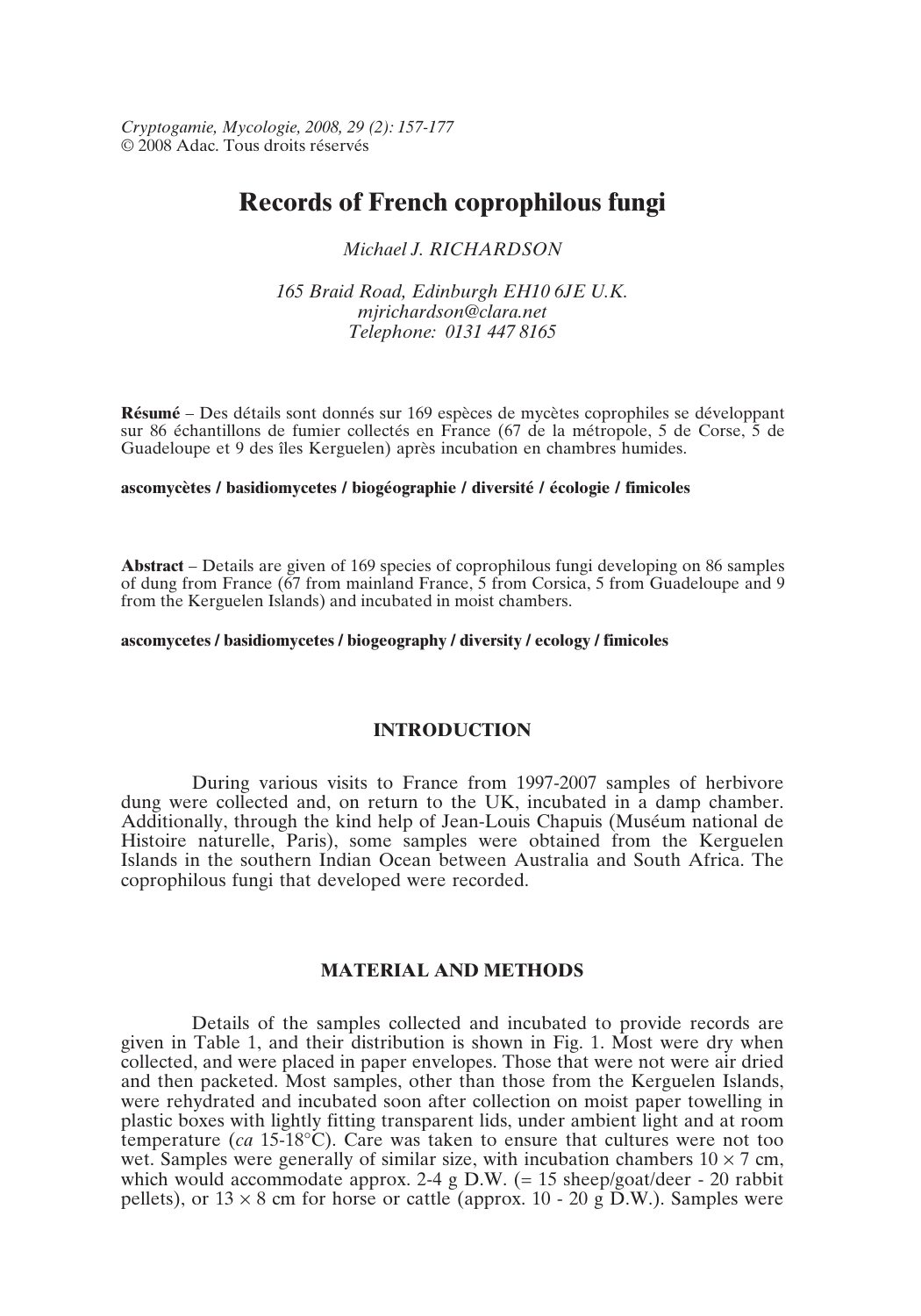*Cryptogamie, Mycologie, 2008, 29 (2): 157-177*
© 2008 Adac. Tous droits réservés

# Records of French coprophilous fungi

*Michael J. RICHARDSON*

*165 Braid Road, Edinburgh EH10 6JE U.K.*
*mjrichardson@clara.net*
*Telephone: 0131 447 8165*

**Résumé** – Des détails sont donnés sur 169 espèces de mycètes coprophiles se développant sur 86 échantillons de fumier collectés en France (67 de la métropole, 5 de Corse, 5 de Guadeloupe et 9 des îles Kerguelen) après incubation en chambres humides.

**ascomycètes / basidiomycetes / biogéographie / diversité / écologie / fimicoles**

**Abstract** – Details are given of 169 species of coprophilous fungi developing on 86 samples of dung from France (67 from mainland France, 5 from Corsica, 5 from Guadeloupe and 9 from the Kerguelen Islands) and incubated in moist chambers.

**ascomycetes / basidiomycetes / biogeography / diversity / ecology / fimicoles**

## INTRODUCTION

During various visits to France from 1997-2007 samples of herbivore dung were collected and, on return to the UK, incubated in a damp chamber. Additionally, through the kind help of Jean-Louis Chapuis (Muséum national de Histoire naturelle, Paris), some samples were obtained from the Kerguelen Islands in the southern Indian Ocean between Australia and South Africa. The coprophilous fungi that developed were recorded.

## MATERIAL AND METHODS

Details of the samples collected and incubated to provide records are given in Table 1, and their distribution is shown in Fig. 1. Most were dry when collected, and were placed in paper envelopes. Those that were not were air dried and then packeted. Most samples, other than those from the Kerguelen Islands, were rehydrated and incubated soon after collection on moist paper towelling in plastic boxes with lightly fitting transparent lids, under ambient light and at room temperature (*ca* 15-18°C). Care was taken to ensure that cultures were not too wet. Samples were generally of similar size, with incubation chambers 10 × 7 cm, which would accommodate approx. 2-4 g D.W. (= 15 sheep/goat/deer - 20 rabbit pellets), or 13 × 8 cm for horse or cattle (approx. 10 - 20 g D.W.). Samples were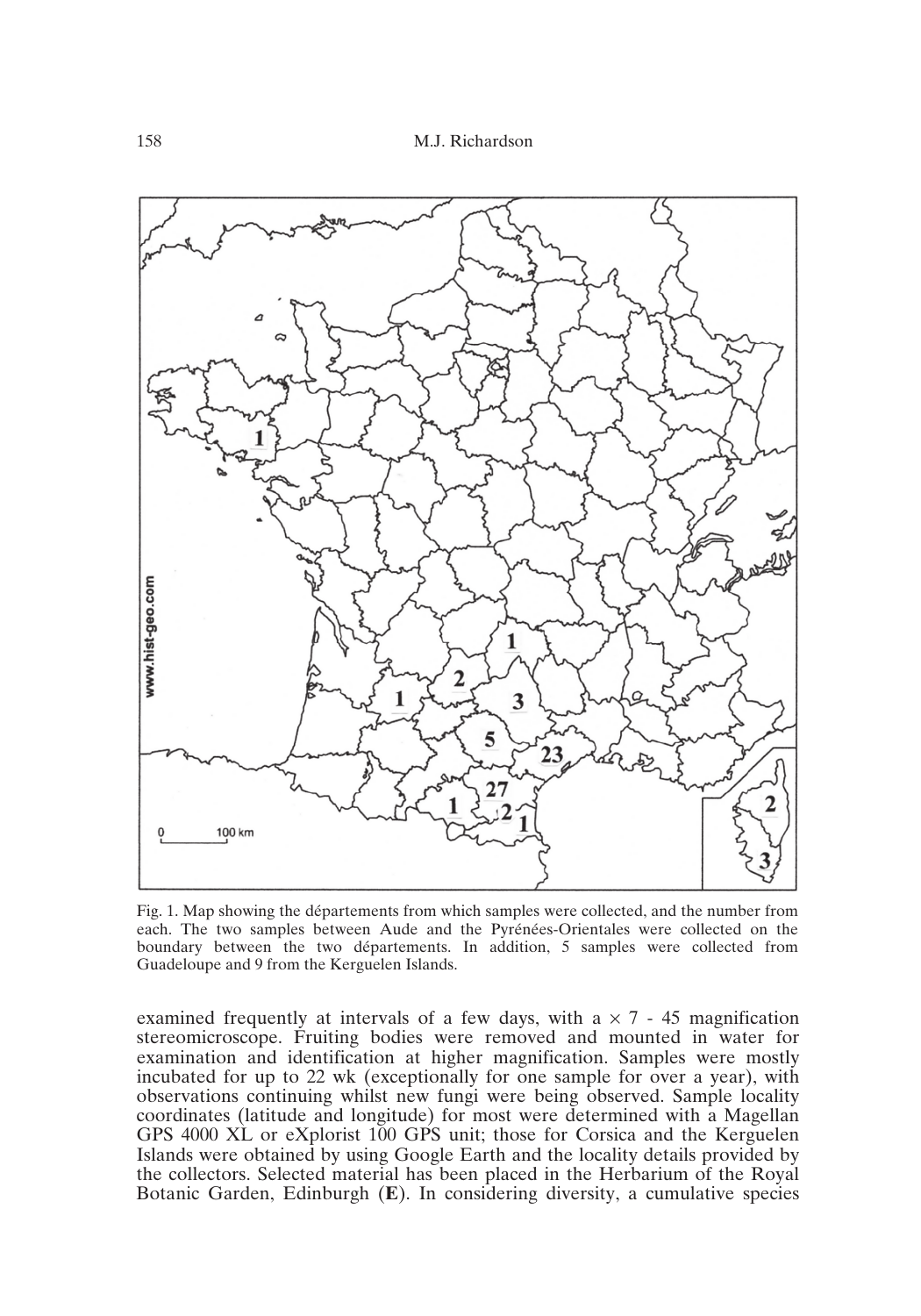Fig. 1. Map showing the départements from which samples were collected, and the number from each. The two samples between Aude and the Pyrénées-Orientales were collected on the boundary between the two départements. In addition, 5 samples were collected from Guadeloupe and 9 from the Kerguelen Islands.

examined frequently at intervals of a few days, with a × 7 - 45 magnification stereomicroscope. Fruiting bodies were removed and mounted in water for examination and identification at higher magnification. Samples were mostly incubated for up to 22 wk (exceptionally for one sample for over a year), with observations continuing whilst new fungi were being observed. Sample locality coordinates (latitude and longitude) for most were determined with a Magellan GPS 4000 XL or eXplorist 100 GPS unit; those for Corsica and the Kerguelen Islands were obtained by using Google Earth and the locality details provided by the collectors. Selected material has been placed in the Herbarium of the Royal Botanic Garden, Edinburgh (**E**). In considering diversity, a cumulative species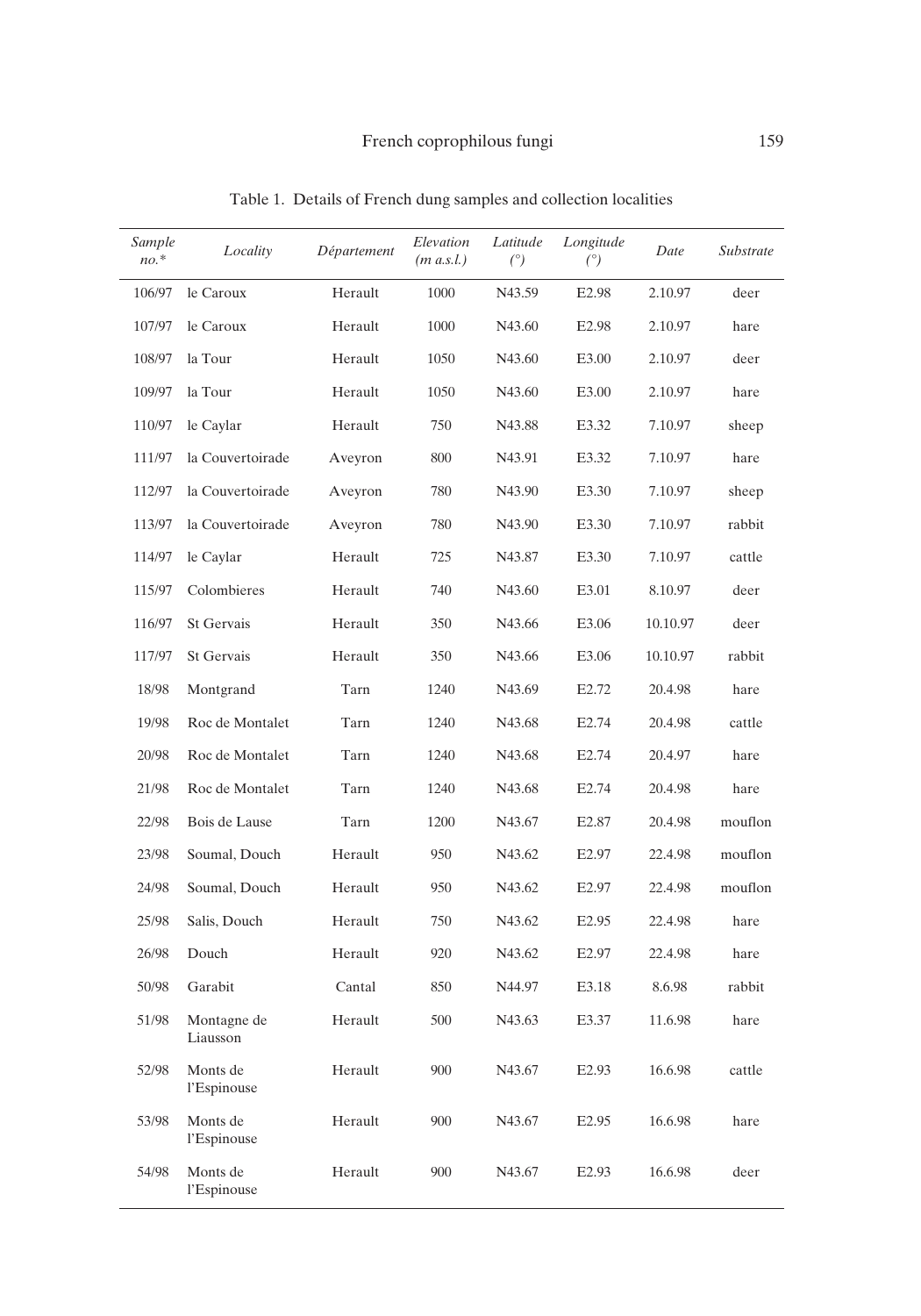Table 1. Details of French dung samples and collection localities

| *Sample no.** | *Locality* | *Département* | *Elevation (m a.s.l.)* | *Latitude (°)* | *Longitude (°)* | *Date* | *Substrate* |
|---|---|---|---|---|---|---|---|
| 106/97 | le Caroux | Herault | 1000 | N43.59 | E2.98 | 2.10.97 | deer |
| 107/97 | le Caroux | Herault | 1000 | N43.60 | E2.98 | 2.10.97 | hare |
| 108/97 | la Tour | Herault | 1050 | N43.60 | E3.00 | 2.10.97 | deer |
| 109/97 | la Tour | Herault | 1050 | N43.60 | E3.00 | 2.10.97 | hare |
| 110/97 | le Caylar | Herault | 750 | N43.88 | E3.32 | 7.10.97 | sheep |
| 111/97 | la Couvertoirade | Aveyron | 800 | N43.91 | E3.32 | 7.10.97 | hare |
| 112/97 | la Couvertoirade | Aveyron | 780 | N43.90 | E3.30 | 7.10.97 | sheep |
| 113/97 | la Couvertoirade | Aveyron | 780 | N43.90 | E3.30 | 7.10.97 | rabbit |
| 114/97 | le Caylar | Herault | 725 | N43.87 | E3.30 | 7.10.97 | cattle |
| 115/97 | Colombieres | Herault | 740 | N43.60 | E3.01 | 8.10.97 | deer |
| 116/97 | St Gervais | Herault | 350 | N43.66 | E3.06 | 10.10.97 | deer |
| 117/97 | St Gervais | Herault | 350 | N43.66 | E3.06 | 10.10.97 | rabbit |
| 18/98 | Montgrand | Tarn | 1240 | N43.69 | E2.72 | 20.4.98 | hare |
| 19/98 | Roc de Montalet | Tarn | 1240 | N43.68 | E2.74 | 20.4.98 | cattle |
| 20/98 | Roc de Montalet | Tarn | 1240 | N43.68 | E2.74 | 20.4.97 | hare |
| 21/98 | Roc de Montalet | Tarn | 1240 | N43.68 | E2.74 | 20.4.98 | hare |
| 22/98 | Bois de Lause | Tarn | 1200 | N43.67 | E2.87 | 20.4.98 | mouflon |
| 23/98 | Soumal, Douch | Herault | 950 | N43.62 | E2.97 | 22.4.98 | mouflon |
| 24/98 | Soumal, Douch | Herault | 950 | N43.62 | E2.97 | 22.4.98 | mouflon |
| 25/98 | Salis, Douch | Herault | 750 | N43.62 | E2.95 | 22.4.98 | hare |
| 26/98 | Douch | Herault | 920 | N43.62 | E2.97 | 22.4.98 | hare |
| 50/98 | Garabit | Cantal | 850 | N44.97 | E3.18 | 8.6.98 | rabbit |
| 51/98 | Montagne de Liausson | Herault | 500 | N43.63 | E3.37 | 11.6.98 | hare |
| 52/98 | Monts de l'Espinouse | Herault | 900 | N43.67 | E2.93 | 16.6.98 | cattle |
| 53/98 | Monts de l'Espinouse | Herault | 900 | N43.67 | E2.95 | 16.6.98 | hare |
| 54/98 | Monts de l'Espinouse | Herault | 900 | N43.67 | E2.93 | 16.6.98 | deer |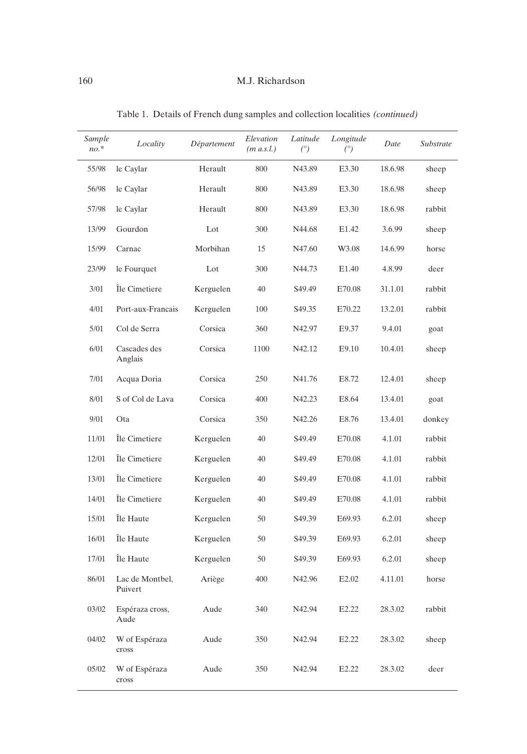Table 1. Details of French dung samples and collection localities *(continued)*

| *Sample no.\** | *Locality* | *Département* | *Elevation (m a.s.l.)* | *Latitude (°)* | *Longitude (°)* | *Date* | *Substrate* |
|---|---|---|---|---|---|---|---|
| 55/98 | le Caylar | Herault | 800 | N43.89 | E3.30 | 18.6.98 | sheep |
| 56/98 | le Caylar | Herault | 800 | N43.89 | E3.30 | 18.6.98 | sheep |
| 57/98 | le Caylar | Herault | 800 | N43.89 | E3.30 | 18.6.98 | rabbit |
| 13/99 | Gourdon | Lot | 300 | N44.68 | E1.42 | 3.6.99 | sheep |
| 15/99 | Carnac | Morbihan | 15 | N47.60 | W3.08 | 14.6.99 | horse |
| 23/99 | le Fourquet | Lot | 300 | N44.73 | E1.40 | 4.8.99 | deer |
| 3/01 | Île Cimetiere | Kerguelen | 40 | S49.49 | E70.08 | 31.1.01 | rabbit |
| 4/01 | Port-aux-Francais | Kerguelen | 100 | S49.35 | E70.22 | 13.2.01 | rabbit |
| 5/01 | Col de Serra | Corsica | 360 | N42.97 | E9.37 | 9.4.01 | goat |
| 6/01 | Cascades des Anglais | Corsica | 1100 | N42.12 | E9.10 | 10.4.01 | sheep |
| 7/01 | Acqua Doria | Corsica | 250 | N41.76 | E8.72 | 12.4.01 | sheep |
| 8/01 | S of Col de Lava | Corsica | 400 | N42.23 | E8.64 | 13.4.01 | goat |
| 9/01 | Ota | Corsica | 350 | N42.26 | E8.76 | 13.4.01 | donkey |
| 11/01 | Île Cimetiere | Kerguelen | 40 | S49.49 | E70.08 | 4.1.01 | rabbit |
| 12/01 | Île Cimetiere | Kerguelen | 40 | S49.49 | E70.08 | 4.1.01 | rabbit |
| 13/01 | Île Cimetiere | Kerguelen | 40 | S49.49 | E70.08 | 4.1.01 | rabbit |
| 14/01 | Île Cimetiere | Kerguelen | 40 | S49.49 | E70.08 | 4.1.01 | rabbit |
| 15/01 | Île Haute | Kerguelen | 50 | S49.39 | E69.93 | 6.2.01 | sheep |
| 16/01 | Île Haute | Kerguelen | 50 | S49.39 | E69.93 | 6.2.01 | sheep |
| 17/01 | Île Haute | Kerguelen | 50 | S49.39 | E69.93 | 6.2.01 | sheep |
| 86/01 | Lac de Montbel, Puivert | Ariège | 400 | N42.96 | E2.02 | 4.11.01 | horse |
| 03/02 | Espéraza cross, Aude | Aude | 340 | N42.94 | E2.22 | 28.3.02 | rabbit |
| 04/02 | W of Espéraza cross | Aude | 350 | N42.94 | E2.22 | 28.3.02 | sheep |
| 05/02 | W of Espéraza cross | Aude | 350 | N42.94 | E2.22 | 28.3.02 | deer |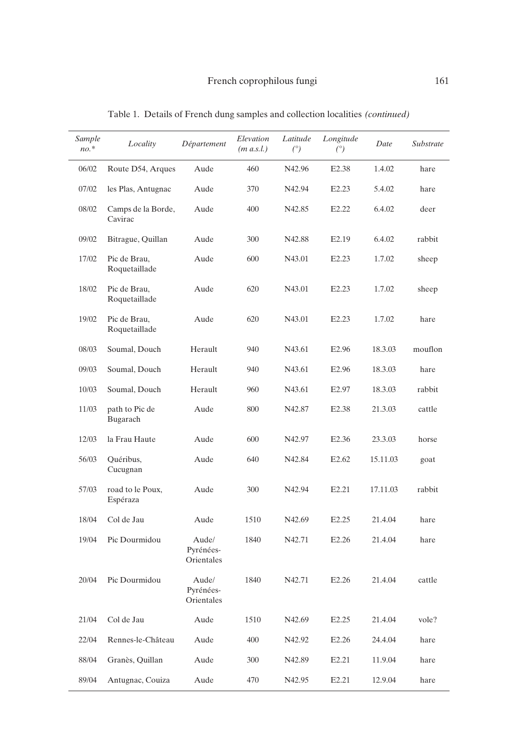Table 1. Details of French dung samples and collection localities *(continued)*

| *Sample no.** | *Locality* | *Département* | *Elevation (m a.s.l.)* | *Latitude (°)* | *Longitude (°)* | *Date* | *Substrate* |
|---|---|---|---|---|---|---|---|
| 06/02 | Route D54, Arques | Aude | 460 | N42.96 | E2.38 | 1.4.02 | hare |
| 07/02 | les Plas, Antugnac | Aude | 370 | N42.94 | E2.23 | 5.4.02 | hare |
| 08/02 | Camps de la Borde, Cavirac | Aude | 400 | N42.85 | E2.22 | 6.4.02 | deer |
| 09/02 | Bitrague, Quillan | Aude | 300 | N42.88 | E2.19 | 6.4.02 | rabbit |
| 17/02 | Pic de Brau, Roquetaillade | Aude | 600 | N43.01 | E2.23 | 1.7.02 | sheep |
| 18/02 | Pic de Brau, Roquetaillade | Aude | 620 | N43.01 | E2.23 | 1.7.02 | sheep |
| 19/02 | Pic de Brau, Roquetaillade | Aude | 620 | N43.01 | E2.23 | 1.7.02 | hare |
| 08/03 | Soumal, Douch | Herault | 940 | N43.61 | E2.96 | 18.3.03 | mouflon |
| 09/03 | Soumal, Douch | Herault | 940 | N43.61 | E2.96 | 18.3.03 | hare |
| 10/03 | Soumal, Douch | Herault | 960 | N43.61 | E2.97 | 18.3.03 | rabbit |
| 11/03 | path to Pic de Bugarach | Aude | 800 | N42.87 | E2.38 | 21.3.03 | cattle |
| 12/03 | la Frau Haute | Aude | 600 | N42.97 | E2.36 | 23.3.03 | horse |
| 56/03 | Quéribus, Cucugnan | Aude | 640 | N42.84 | E2.62 | 15.11.03 | goat |
| 57/03 | road to le Poux, Espéraza | Aude | 300 | N42.94 | E2.21 | 17.11.03 | rabbit |
| 18/04 | Col de Jau | Aude | 1510 | N42.69 | E2.25 | 21.4.04 | hare |
| 19/04 | Pic Dourmidou | Aude/ Pyrénées-Orientales | 1840 | N42.71 | E2.26 | 21.4.04 | hare |
| 20/04 | Pic Dourmidou | Aude/ Pyrénées-Orientales | 1840 | N42.71 | E2.26 | 21.4.04 | cattle |
| 21/04 | Col de Jau | Aude | 1510 | N42.69 | E2.25 | 21.4.04 | vole? |
| 22/04 | Rennes-le-Château | Aude | 400 | N42.92 | E2.26 | 24.4.04 | hare |
| 88/04 | Granès, Quillan | Aude | 300 | N42.89 | E2.21 | 11.9.04 | hare |
| 89/04 | Antugnac, Couiza | Aude | 470 | N42.95 | E2.21 | 12.9.04 | hare |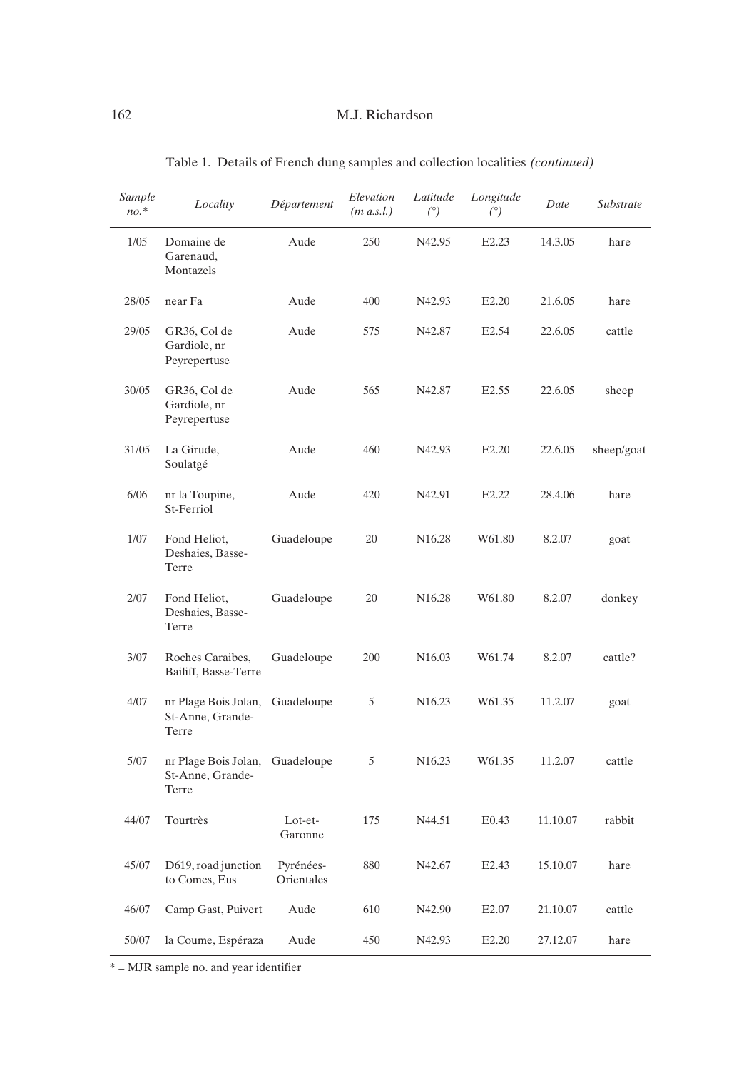Table 1. Details of French dung samples and collection localities *(continued)*

| *Sample no.** | *Locality* | *Département* | *Elevation (m a.s.l.)* | *Latitude (°)* | *Longitude (°)* | *Date* | *Substrate* |
|---|---|---|---|---|---|---|---|
| 1/05 | Domaine de Garenaud, Montazels | Aude | 250 | N42.95 | E2.23 | 14.3.05 | hare |
| 28/05 | near Fa | Aude | 400 | N42.93 | E2.20 | 21.6.05 | hare |
| 29/05 | GR36, Col de Gardiole, nr Peyrepertuse | Aude | 575 | N42.87 | E2.54 | 22.6.05 | cattle |
| 30/05 | GR36, Col de Gardiole, nr Peyrepertuse | Aude | 565 | N42.87 | E2.55 | 22.6.05 | sheep |
| 31/05 | La Girude, Soulatgé | Aude | 460 | N42.93 | E2.20 | 22.6.05 | sheep/goat |
| 6/06 | nr la Toupine, St-Ferriol | Aude | 420 | N42.91 | E2.22 | 28.4.06 | hare |
| 1/07 | Fond Heliot, Deshaies, Basse-Terre | Guadeloupe | 20 | N16.28 | W61.80 | 8.2.07 | goat |
| 2/07 | Fond Heliot, Deshaies, Basse-Terre | Guadeloupe | 20 | N16.28 | W61.80 | 8.2.07 | donkey |
| 3/07 | Roches Caraibes, Bailiff, Basse-Terre | Guadeloupe | 200 | N16.03 | W61.74 | 8.2.07 | cattle? |
| 4/07 | nr Plage Bois Jolan, St-Anne, Grande-Terre | Guadeloupe | 5 | N16.23 | W61.35 | 11.2.07 | goat |
| 5/07 | nr Plage Bois Jolan, St-Anne, Grande-Terre | Guadeloupe | 5 | N16.23 | W61.35 | 11.2.07 | cattle |
| 44/07 | Tourtrès | Lot-et-Garonne | 175 | N44.51 | E0.43 | 11.10.07 | rabbit |
| 45/07 | D619, road junction to Comes, Eus | Pyrénées-Orientales | 880 | N42.67 | E2.43 | 15.10.07 | hare |
| 46/07 | Camp Gast, Puivert | Aude | 610 | N42.90 | E2.07 | 21.10.07 | cattle |
| 50/07 | la Coume, Espéraza | Aude | 450 | N42.93 | E2.20 | 27.12.07 | hare |

* = MJR sample no. and year identifier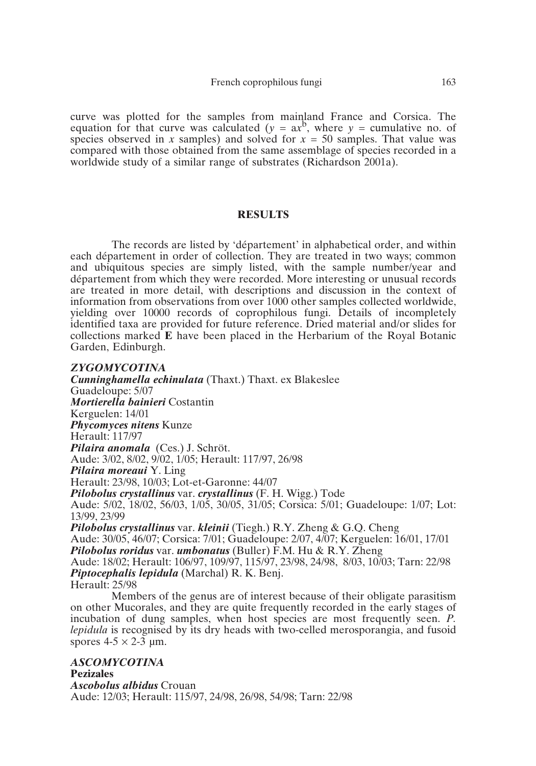curve was plotted for the samples from mainland France and Corsica. The equation for that curve was calculated ($y = ax^b$, where $y$ = cumulative no. of species observed in $x$ samples) and solved for $x = 50$ samples. That value was compared with those obtained from the same assemblage of species recorded in a worldwide study of a similar range of substrates (Richardson 2001a).

## RESULTS

The records are listed by 'département' in alphabetical order, and within each département in order of collection. They are treated in two ways; common and ubiquitous species are simply listed, with the sample number/year and département from which they were recorded. More interesting or unusual records are treated in more detail, with descriptions and discussion in the context of information from observations from over 1000 other samples collected worldwide, yielding over 10000 records of coprophilous fungi. Details of incompletely identified taxa are provided for future reference. Dried material and/or slides for collections marked **E** have been placed in the Herbarium of the Royal Botanic Garden, Edinburgh.

### *ZYGOMYCOTINA*

***Cunninghamella echinulata*** (Thaxt.) Thaxt. ex Blakeslee
Guadeloupe: 5/07

***Mortierella bainieri*** Costantin
Kerguelen: 14/01

***Phycomyces nitens*** Kunze
Herault: 117/97

***Pilaira anomala*** (Ces.) J. Schröt.
Aude: 3/02, 8/02, 9/02, 1/05; Herault: 117/97, 26/98

***Pilaira moreaui*** Y. Ling
Herault: 23/98, 10/03; Lot-et-Garonne: 44/07

***Pilobolus crystallinus*** var. ***crystallinus*** (F. H. Wigg.) Tode
Aude: 5/02, 18/02, 56/03, 1/05, 30/05, 31/05; Corsica: 5/01; Guadeloupe: 1/07; Lot: 13/99, 23/99

***Pilobolus crystallinus*** var. ***kleinii*** (Tiegh.) R.Y. Zheng & G.Q. Cheng
Aude: 30/05, 46/07; Corsica: 7/01; Guadeloupe: 2/07, 4/07; Kerguelen: 16/01, 17/01

***Pilobolus roridus*** var. ***umbonatus*** (Buller) F.M. Hu & R.Y. Zheng
Aude: 18/02; Herault: 106/97, 109/97, 115/97, 23/98, 24/98, 8/03, 10/03; Tarn: 22/98

***Piptocephalis lepidula*** (Marchal) R. K. Benj.
Herault: 25/98

Members of the genus are of interest because of their obligate parasitism on other Mucorales, and they are quite frequently recorded in the early stages of incubation of dung samples, when host species are most frequently seen. *P. lepidula* is recognised by its dry heads with two-celled merosporangia, and fusoid spores 4-5 × 2-3 µm.

### *ASCOMYCOTINA*

**Pezizales**

***Ascobolus albidus*** Crouan
Aude: 12/03; Herault: 115/97, 24/98, 26/98, 54/98; Tarn: 22/98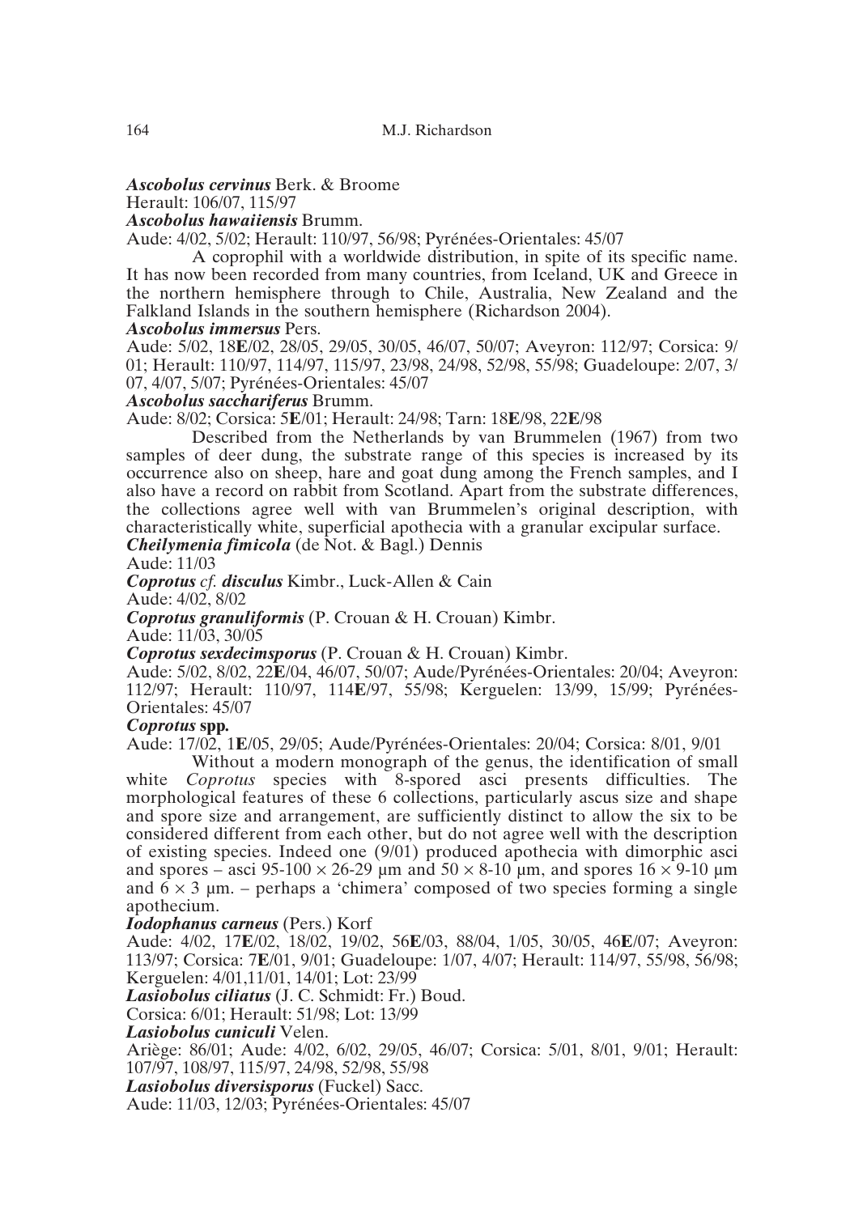***Ascobolus cervinus*** Berk. & Broome

Herault: 106/07, 115/97

***Ascobolus hawaiiensis*** Brumm.

Aude: 4/02, 5/02; Herault: 110/97, 56/98; Pyrénées-Orientales: 45/07

A coprophil with a worldwide distribution, in spite of its specific name. It has now been recorded from many countries, from Iceland, UK and Greece in the northern hemisphere through to Chile, Australia, New Zealand and the Falkland Islands in the southern hemisphere (Richardson 2004).

***Ascobolus immersus*** Pers.

Aude: 5/02, 18**E**/02, 28/05, 29/05, 30/05, 46/07, 50/07; Aveyron: 112/97; Corsica: 9/01; Herault: 110/97, 114/97, 115/97, 23/98, 24/98, 52/98, 55/98; Guadeloupe: 2/07, 3/07, 4/07, 5/07; Pyrénées-Orientales: 45/07

***Ascobolus sacchariferus*** Brumm.

Aude: 8/02; Corsica: 5**E**/01; Herault: 24/98; Tarn: 18**E**/98, 22**E**/98

Described from the Netherlands by van Brummelen (1967) from two samples of deer dung, the substrate range of this species is increased by its occurrence also on sheep, hare and goat dung among the French samples, and I also have a record on rabbit from Scotland. Apart from the substrate differences, the collections agree well with van Brummelen's original description, with characteristically white, superficial apothecia with a granular excipular surface.

***Cheilymenia fimicola*** (de Not. & Bagl.) Dennis

Aude: 11/03

***Coprotus** cf. **disculus*** Kimbr., Luck-Allen & Cain

Aude: 4/02, 8/02

***Coprotus granuliformis*** (P. Crouan & H. Crouan) Kimbr.

Aude: 11/03, 30/05

***Coprotus sexdecimsporus*** (P. Crouan & H. Crouan) Kimbr.

Aude: 5/02, 8/02, 22**E**/04, 46/07, 50/07; Aude/Pyrénées-Orientales: 20/04; Aveyron: 112/97; Herault: 110/97, 114**E**/97, 55/98; Kerguelen: 13/99, 15/99; Pyrénées-Orientales: 45/07

***Coprotus* spp.**

Aude: 17/02, 1**E**/05, 29/05; Aude/Pyrénées-Orientales: 20/04; Corsica: 8/01, 9/01

Without a modern monograph of the genus, the identification of small white *Coprotus* species with 8-spored asci presents difficulties. The morphological features of these 6 collections, particularly ascus size and shape and spore size and arrangement, are sufficiently distinct to allow the six to be considered different from each other, but do not agree well with the description of existing species. Indeed one (9/01) produced apothecia with dimorphic asci and spores – asci 95-100 × 26-29 µm and 50 × 8-10 µm, and spores 16 × 9-10 µm and 6 × 3 µm. – perhaps a 'chimera' composed of two species forming a single apothecium.

***Iodophanus carneus*** (Pers.) Korf

Aude: 4/02, 17**E**/02, 18/02, 19/02, 56**E**/03, 88/04, 1/05, 30/05, 46**E**/07; Aveyron: 113/97; Corsica: 7**E**/01, 9/01; Guadeloupe: 1/07, 4/07; Herault: 114/97, 55/98, 56/98; Kerguelen: 4/01,11/01, 14/01; Lot: 23/99

***Lasiobolus ciliatus*** (J. C. Schmidt: Fr.) Boud.

Corsica: 6/01; Herault: 51/98; Lot: 13/99

***Lasiobolus cuniculi*** Velen.

Ariège: 86/01; Aude: 4/02, 6/02, 29/05, 46/07; Corsica: 5/01, 8/01, 9/01; Herault: 107/97, 108/97, 115/97, 24/98, 52/98, 55/98

***Lasiobolus diversisporus*** (Fuckel) Sacc.

Aude: 11/03, 12/03; Pyrénées-Orientales: 45/07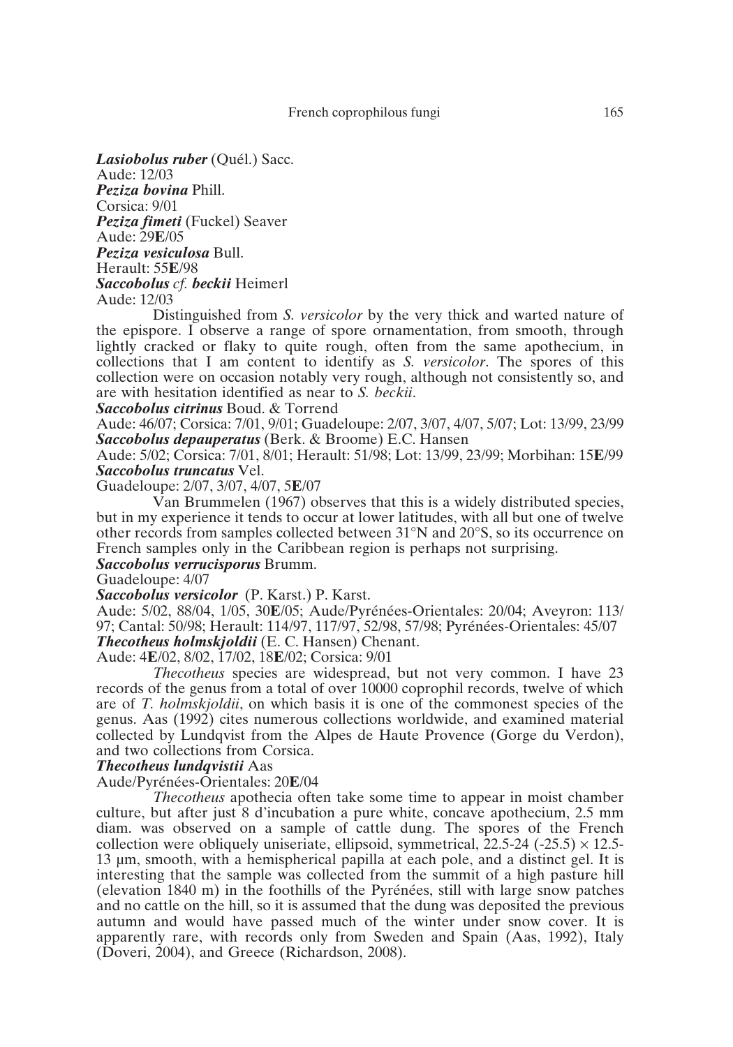***Lasiobolus ruber*** (Quél.) Sacc.
Aude: 12/03

***Peziza bovina*** Phill.
Corsica: 9/01

***Peziza fimeti*** (Fuckel) Seaver
Aude: 29**E**/05

***Peziza vesiculosa*** Bull.
Herault: 55**E**/98

***Saccobolus cf. beckii*** Heimerl
Aude: 12/03

Distinguished from *S. versicolor* by the very thick and warted nature of the epispore. I observe a range of spore ornamentation, from smooth, through lightly cracked or flaky to quite rough, often from the same apothecium, in collections that I am content to identify as *S. versicolor*. The spores of this collection were on occasion notably very rough, although not consistently so, and are with hesitation identified as near to *S. beckii*.

***Saccobolus citrinus*** Boud. & Torrend
Aude: 46/07; Corsica: 7/01, 9/01; Guadeloupe: 2/07, 3/07, 4/07, 5/07; Lot: 13/99, 23/99

***Saccobolus depauperatus*** (Berk. & Broome) E.C. Hansen
Aude: 5/02; Corsica: 7/01, 8/01; Herault: 51/98; Lot: 13/99, 23/99; Morbihan: 15**E**/99

***Saccobolus truncatus*** Vel.
Guadeloupe: 2/07, 3/07, 4/07, 5**E**/07

Van Brummelen (1967) observes that this is a widely distributed species, but in my experience it tends to occur at lower latitudes, with all but one of twelve other records from samples collected between 31°N and 20°S, so its occurrence on French samples only in the Caribbean region is perhaps not surprising.

***Saccobolus verrucisporus*** Brumm.
Guadeloupe: 4/07

***Saccobolus versicolor*** (P. Karst.) P. Karst.
Aude: 5/02, 88/04, 1/05, 30**E**/05; Aude/Pyrénées-Orientales: 20/04; Aveyron: 113/97; Cantal: 50/98; Herault: 114/97, 117/97, 52/98, 57/98; Pyrénées-Orientales: 45/07

***Thecotheus holmskjoldii*** (E. C. Hansen) Chenant.
Aude: 4**E**/02, 8/02, 17/02, 18**E**/02; Corsica: 9/01

*Thecotheus* species are widespread, but not very common. I have 23 records of the genus from a total of over 10000 coprophil records, twelve of which are of *T. holmskjoldii*, on which basis it is one of the commonest species of the genus. Aas (1992) cites numerous collections worldwide, and examined material collected by Lundqvist from the Alpes de Haute Provence (Gorge du Verdon), and two collections from Corsica.

***Thecotheus lundqvistii*** Aas
Aude/Pyrénées-Orientales: 20**E**/04

*Thecotheus* apothecia often take some time to appear in moist chamber culture, but after just 8 d'incubation a pure white, concave apothecium, 2.5 mm diam. was observed on a sample of cattle dung. The spores of the French collection were obliquely uniseriate, ellipsoid, symmetrical, 22.5-24 (-25.5) × 12.5-13 µm, smooth, with a hemispherical papilla at each pole, and a distinct gel. It is interesting that the sample was collected from the summit of a high pasture hill (elevation 1840 m) in the foothills of the Pyrénées, still with large snow patches and no cattle on the hill, so it is assumed that the dung was deposited the previous autumn and would have passed much of the winter under snow cover. It is apparently rare, with records only from Sweden and Spain (Aas, 1992), Italy (Doveri, 2004), and Greece (Richardson, 2008).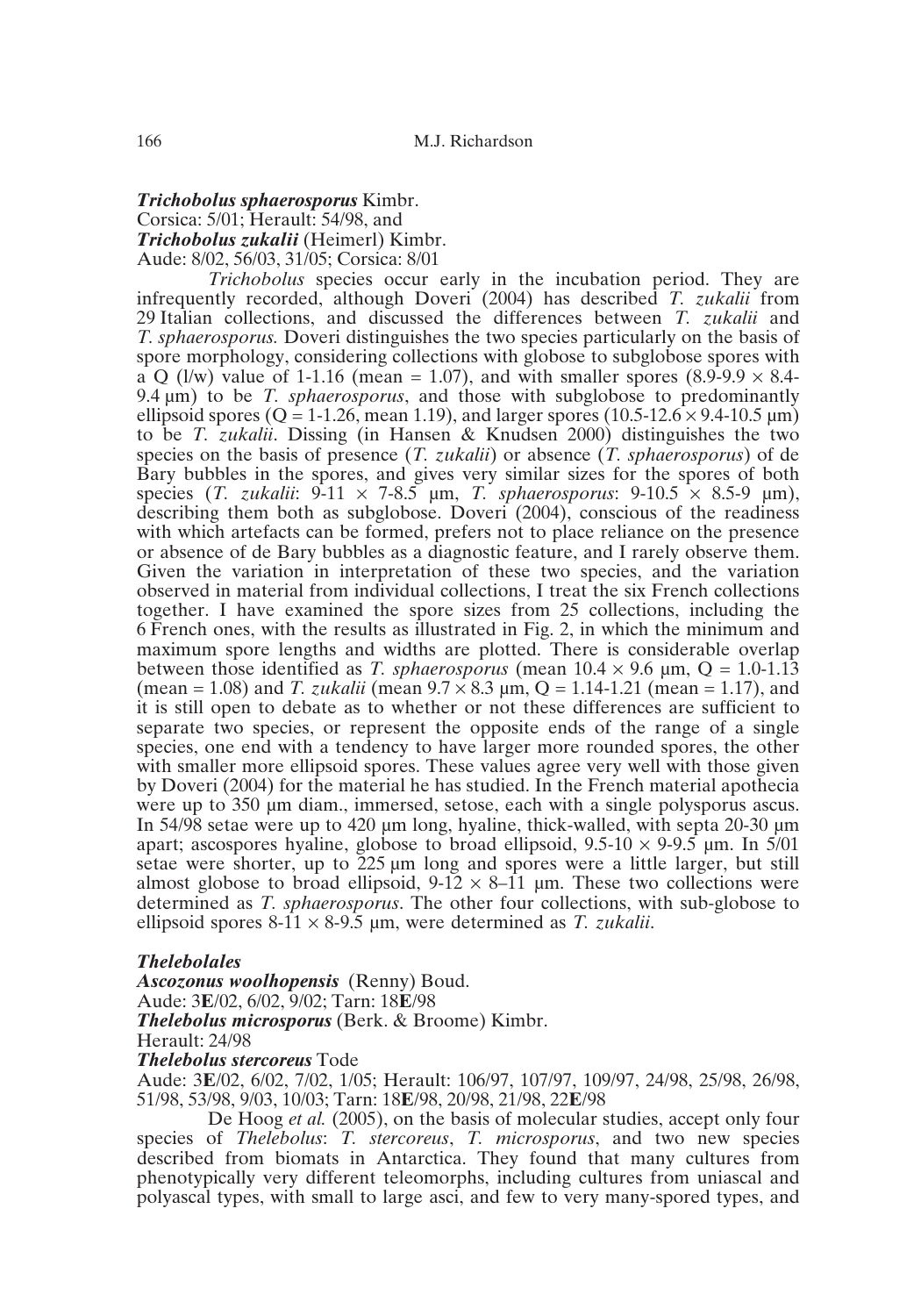***Trichobolus sphaerosporus*** Kimbr.
Corsica: 5/01; Herault: 54/98, and
***Trichobolus zukalii*** (Heimerl) Kimbr.
Aude: 8/02, 56/03, 31/05; Corsica: 8/01

*Trichobolus* species occur early in the incubation period. They are infrequently recorded, although Doveri (2004) has described *T. zukalii* from 29 Italian collections, and discussed the differences between *T. zukalii* and *T. sphaerosporus.* Doveri distinguishes the two species particularly on the basis of spore morphology, considering collections with globose to subglobose spores with a Q (l/w) value of 1-1.16 (mean = 1.07), and with smaller spores (8.9-9.9 × 8.4-9.4 µm) to be *T. sphaerosporus*, and those with subglobose to predominantly ellipsoid spores (Q = 1-1.26, mean 1.19), and larger spores (10.5-12.6 × 9.4-10.5 µm) to be *T. zukalii*. Dissing (in Hansen & Knudsen 2000) distinguishes the two species on the basis of presence (*T. zukalii*) or absence (*T. sphaerosporus*) of de Bary bubbles in the spores, and gives very similar sizes for the spores of both species (*T. zukalii*: 9-11 × 7-8.5 µm, *T. sphaerosporus*: 9-10.5 × 8.5-9 µm), describing them both as subglobose. Doveri (2004), conscious of the readiness with which artefacts can be formed, prefers not to place reliance on the presence or absence of de Bary bubbles as a diagnostic feature, and I rarely observe them. Given the variation in interpretation of these two species, and the variation observed in material from individual collections, I treat the six French collections together. I have examined the spore sizes from 25 collections, including the 6 French ones, with the results as illustrated in Fig. 2, in which the minimum and maximum spore lengths and widths are plotted. There is considerable overlap between those identified as *T. sphaerosporus* (mean 10.4 × 9.6 µm, Q = 1.0-1.13 (mean = 1.08) and *T. zukalii* (mean 9.7 × 8.3 µm, Q = 1.14-1.21 (mean = 1.17), and it is still open to debate as to whether or not these differences are sufficient to separate two species, or represent the opposite ends of the range of a single species, one end with a tendency to have larger more rounded spores, the other with smaller more ellipsoid spores. These values agree very well with those given by Doveri (2004) for the material he has studied. In the French material apothecia were up to 350 µm diam., immersed, setose, each with a single polysporus ascus. In 54/98 setae were up to 420 µm long, hyaline, thick-walled, with septa 20-30 µm apart; ascospores hyaline, globose to broad ellipsoid, 9.5-10 × 9-9.5 µm. In 5/01 setae were shorter, up to 225 µm long and spores were a little larger, but still almost globose to broad ellipsoid, 9-12 × 8–11 µm. These two collections were determined as *T. sphaerosporus*. The other four collections, with sub-globose to ellipsoid spores 8-11 × 8-9.5 µm, were determined as *T. zukalii*.

***Thelebolales***

***Ascozonus woolhopensis*** (Renny) Boud.
Aude: 3**E**/02, 6/02, 9/02; Tarn: 18**E**/98
***Thelebolus microsporus*** (Berk. & Broome) Kimbr.
Herault: 24/98
***Thelebolus stercoreus*** Tode
Aude: 3**E**/02, 6/02, 7/02, 1/05; Herault: 106/97, 107/97, 109/97, 24/98, 25/98, 26/98, 51/98, 53/98, 9/03, 10/03; Tarn: 18**E**/98, 20/98, 21/98, 22**E**/98

De Hoog *et al.* (2005), on the basis of molecular studies, accept only four species of *Thelebolus*: *T. stercoreus*, *T. microsporus*, and two new species described from biomats in Antarctica. They found that many cultures from phenotypically very different teleomorphs, including cultures from uniascal and polyascal types, with small to large asci, and few to very many-spored types, and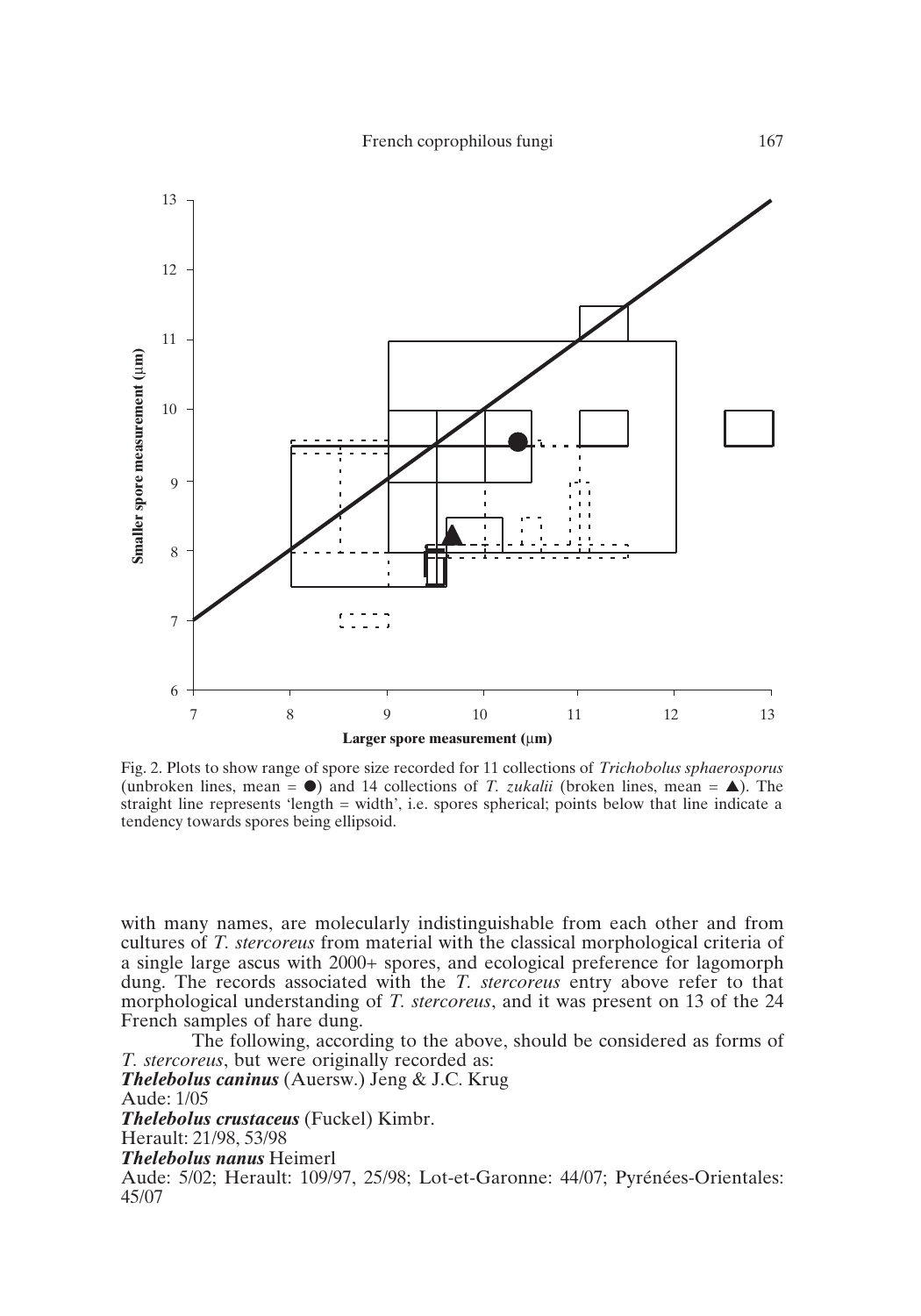Fig. 2. Plots to show range of spore size recorded for 11 collections of *Trichobolus sphaerosporus* (unbroken lines, mean = ●) and 14 collections of *T. zukalii* (broken lines, mean = ▲). The straight line represents 'length = width', i.e. spores spherical; points below that line indicate a tendency towards spores being ellipsoid.

with many names, are molecularly indistinguishable from each other and from cultures of *T. stercoreus* from material with the classical morphological criteria of a single large ascus with 2000+ spores, and ecological preference for lagomorph dung. The records associated with the *T. stercoreus* entry above refer to that morphological understanding of *T. stercoreus*, and it was present on 13 of the 24 French samples of hare dung.

The following, according to the above, should be considered as forms of *T. stercoreus*, but were originally recorded as:

***Thelebolus caninus*** (Auersw.) Jeng & J.C. Krug
Aude: 1/05

***Thelebolus crustaceus*** (Fuckel) Kimbr.
Herault: 21/98, 53/98

***Thelebolus nanus*** Heimerl
Aude: 5/02; Herault: 109/97, 25/98; Lot-et-Garonne: 44/07; Pyrénées-Orientales: 45/07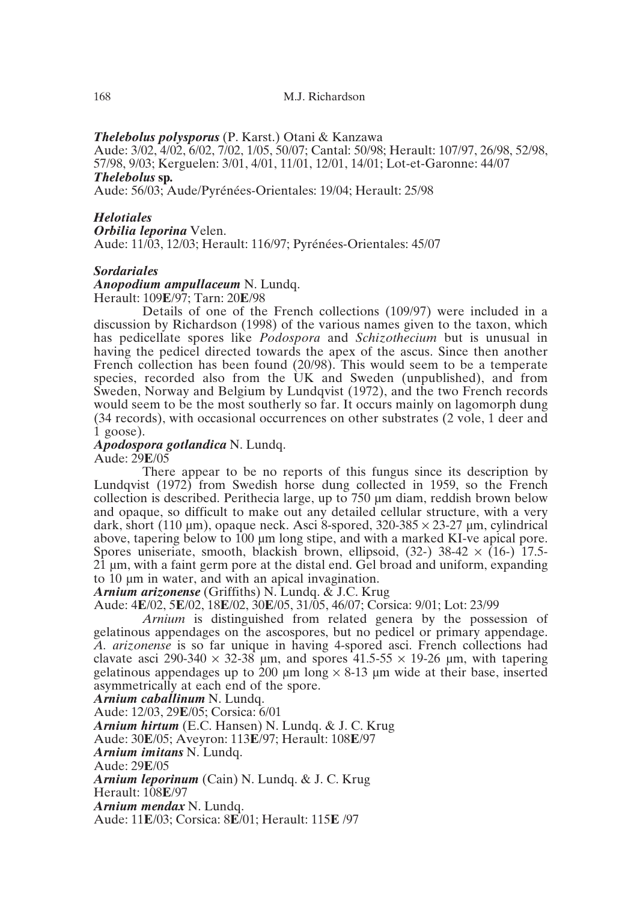***Thelebolus polysporus*** (P. Karst.) Otani & Kanzawa
Aude: 3/02, 4/02, 6/02, 7/02, 1/05, 50/07; Cantal: 50/98; Herault: 107/97, 26/98, 52/98, 57/98, 9/03; Kerguelen: 3/01, 4/01, 11/01, 12/01, 14/01; Lot-et-Garonne: 44/07
***Thelebolus* sp.**
Aude: 56/03; Aude/Pyrénées-Orientales: 19/04; Herault: 25/98

### *Helotiales*

***Orbilia leporina*** Velen.
Aude: 11/03, 12/03; Herault: 116/97; Pyrénées-Orientales: 45/07

### *Sordariales*

***Anopodium ampullaceum*** N. Lundq.
Herault: 109**E**/97; Tarn: 20**E**/98

Details of one of the French collections (109/97) were included in a discussion by Richardson (1998) of the various names given to the taxon, which has pedicellate spores like *Podospora* and *Schizothecium* but is unusual in having the pedicel directed towards the apex of the ascus. Since then another French collection has been found (20/98). This would seem to be a temperate species, recorded also from the UK and Sweden (unpublished), and from Sweden, Norway and Belgium by Lundqvist (1972), and the two French records would seem to be the most southerly so far. It occurs mainly on lagomorph dung (34 records), with occasional occurrences on other substrates (2 vole, 1 deer and 1 goose).

***Apodospora gotlandica*** N. Lundq.
Aude: 29**E**/05

There appear to be no reports of this fungus since its description by Lundqvist (1972) from Swedish horse dung collected in 1959, so the French collection is described. Perithecia large, up to 750 µm diam, reddish brown below and opaque, so difficult to make out any detailed cellular structure, with a very dark, short (110 µm), opaque neck. Asci 8-spored, 320-385 × 23-27 µm, cylindrical above, tapering below to 100 µm long stipe, and with a marked KI-ve apical pore. Spores uniseriate, smooth, blackish brown, ellipsoid, (32-) 38-42 × (16-) 17.5-21 µm, with a faint germ pore at the distal end. Gel broad and uniform, expanding to 10 µm in water, and with an apical invagination.

***Arnium arizonense*** (Griffiths) N. Lundq. & J.C. Krug
Aude: 4**E**/02, 5**E**/02, 18**E**/02, 30**E**/05, 31/05, 46/07; Corsica: 9/01; Lot: 23/99

*Arnium* is distinguished from related genera by the possession of gelatinous appendages on the ascospores, but no pedicel or primary appendage. *A. arizonense* is so far unique in having 4-spored asci. French collections had clavate asci 290-340 × 32-38 µm, and spores 41.5-55 × 19-26 µm, with tapering gelatinous appendages up to 200 µm long × 8-13 µm wide at their base, inserted asymmetrically at each end of the spore.

***Arnium caballinum*** N. Lundq.
Aude: 12/03, 29**E**/05; Corsica: 6/01
***Arnium hirtum*** (E.C. Hansen) N. Lundq. & J. C. Krug
Aude: 30**E**/05; Aveyron: 113**E**/97; Herault: 108**E**/97
***Arnium imitans*** N. Lundq.
Aude: 29**E**/05
***Arnium leporinum*** (Cain) N. Lundq. & J. C. Krug
Herault: 108**E**/97
***Arnium mendax*** N. Lundq.
Aude: 11**E**/03; Corsica: 8**E**/01; Herault: 115**E** /97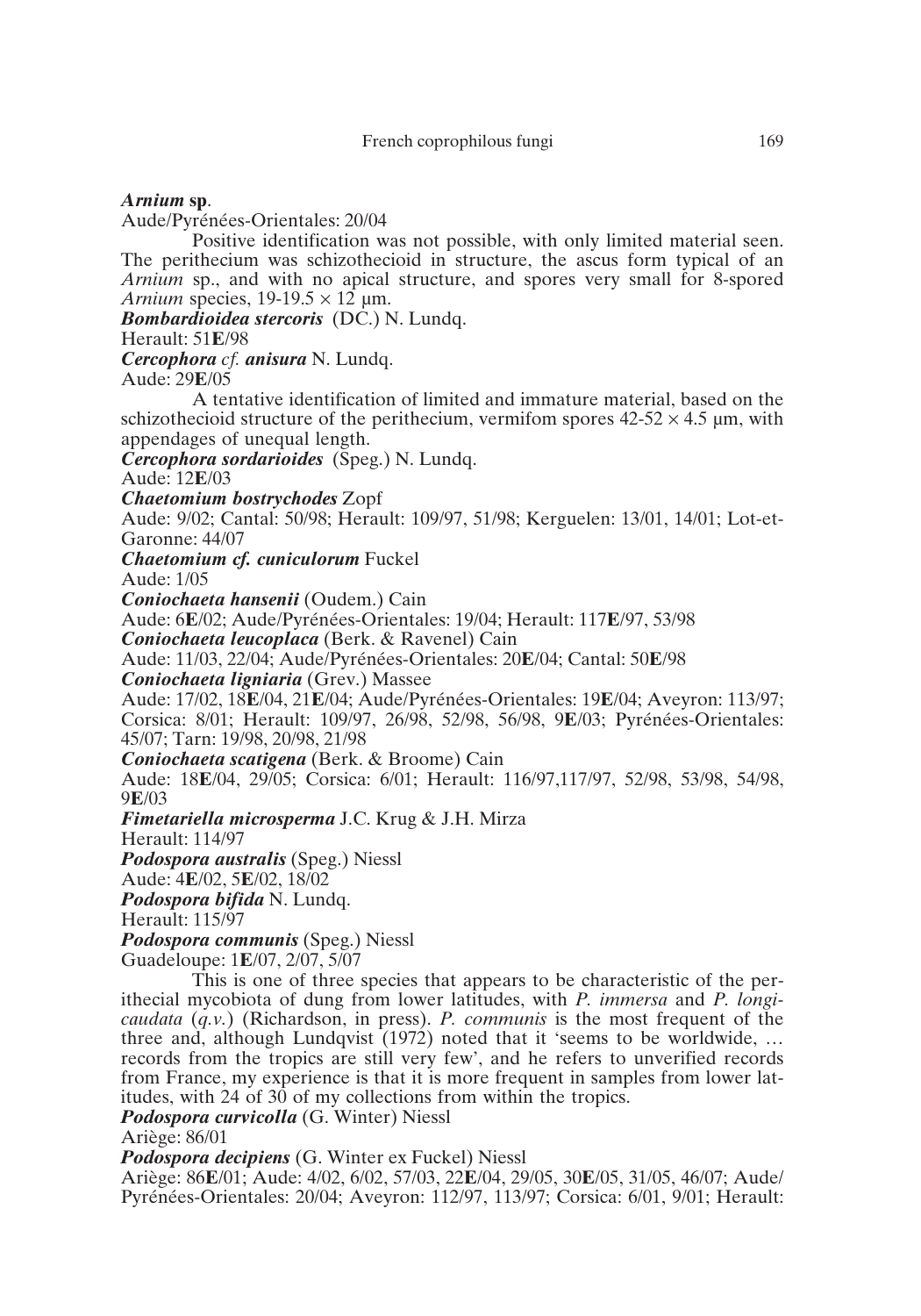***Arnium* sp.**

Aude/Pyrénées-Orientales: 20/04

Positive identification was not possible, with only limited material seen. The perithecium was schizothecioid in structure, the ascus form typical of an *Arnium* sp., and with no apical structure, and spores very small for 8-spored *Arnium* species, 19-19.5 × 12 µm.

***Bombardioidea stercoris*** (DC.) N. Lundq.

Herault: 51**E**/98

***Cercophora cf. anisura*** N. Lundq.

Aude: 29**E**/05

A tentative identification of limited and immature material, based on the schizothecioid structure of the perithecium, vermifom spores 42-52 × 4.5 µm, with appendages of unequal length.

***Cercophora sordarioides*** (Speg.) N. Lundq.

Aude: 12**E**/03

***Chaetomium bostrychodes*** Zopf

Aude: 9/02; Cantal: 50/98; Herault: 109/97, 51/98; Kerguelen: 13/01, 14/01; Lot-et-Garonne: 44/07

***Chaetomium cf. cuniculorum*** Fuckel

Aude: 1/05

***Coniochaeta hansenii*** (Oudem.) Cain

Aude: 6**E**/02; Aude/Pyrénées-Orientales: 19/04; Herault: 117**E**/97, 53/98

***Coniochaeta leucoplaca*** (Berk. & Ravenel) Cain

Aude: 11/03, 22/04; Aude/Pyrénées-Orientales: 20**E**/04; Cantal: 50**E**/98

***Coniochaeta ligniaria*** (Grev.) Massee

Aude: 17/02, 18**E**/04, 21**E**/04; Aude/Pyrénées-Orientales: 19**E**/04; Aveyron: 113/97; Corsica: 8/01; Herault: 109/97, 26/98, 52/98, 56/98, 9**E**/03; Pyrénées-Orientales: 45/07; Tarn: 19/98, 20/98, 21/98

***Coniochaeta scatigena*** (Berk. & Broome) Cain

Aude: 18**E**/04, 29/05; Corsica: 6/01; Herault: 116/97,117/97, 52/98, 53/98, 54/98, 9**E**/03

***Fimetariella microsperma*** J.C. Krug & J.H. Mirza

Herault: 114/97

***Podospora australis*** (Speg.) Niessl

Aude: 4**E**/02, 5**E**/02, 18/02

***Podospora bifida*** N. Lundq.

Herault: 115/97

***Podospora communis*** (Speg.) Niessl

Guadeloupe: 1**E**/07, 2/07, 5/07

This is one of three species that appears to be characteristic of the perithecial mycobiota of dung from lower latitudes, with *P. immersa* and *P. longicaudata* (*q.v.*) (Richardson, in press). *P. communis* is the most frequent of the three and, although Lundqvist (1972) noted that it 'seems to be worldwide, … records from the tropics are still very few', and he refers to unverified records from France, my experience is that it is more frequent in samples from lower latitudes, with 24 of 30 of my collections from within the tropics.

***Podospora curvicolla*** (G. Winter) Niessl

Ariège: 86/01

***Podospora decipiens*** (G. Winter ex Fuckel) Niessl

Ariège: 86**E**/01; Aude: 4/02, 6/02, 57/03, 22**E**/04, 29/05, 30**E**/05, 31/05, 46/07; Aude/Pyrénées-Orientales: 20/04; Aveyron: 112/97, 113/97; Corsica: 6/01, 9/01; Herault: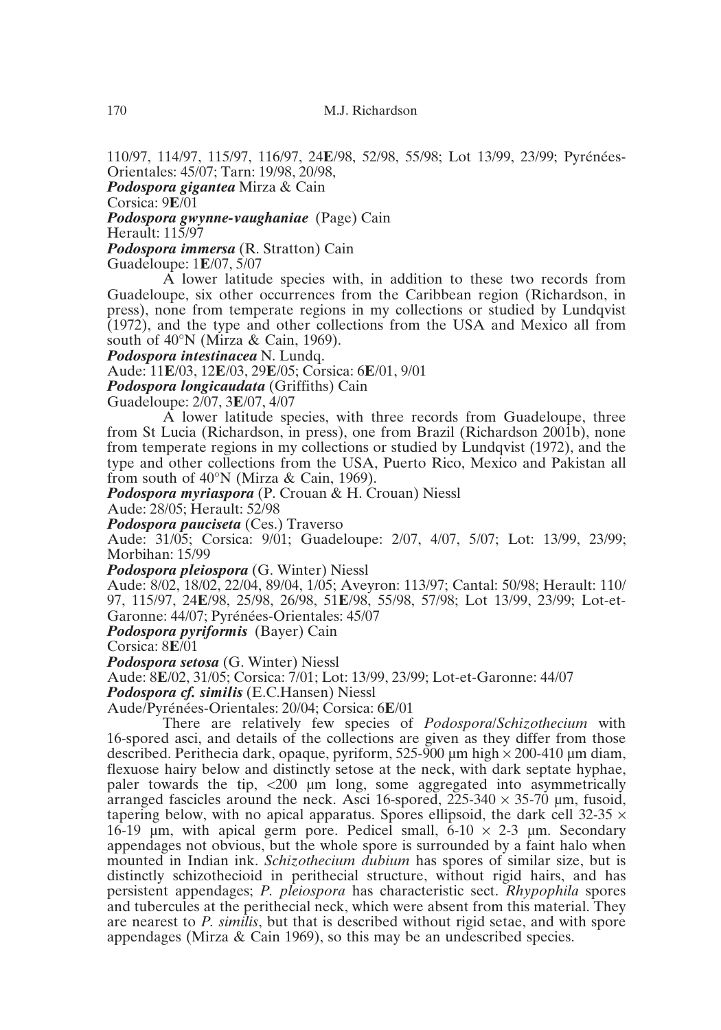110/97, 114/97, 115/97, 116/97, 24**E**/98, 52/98, 55/98; Lot 13/99, 23/99; Pyrénées-Orientales: 45/07; Tarn: 19/98, 20/98,

***Podospora gigantea*** **Mirza & Cain**

Corsica: 9**E**/01

***Podospora gwynne-vaughaniae*** **(Page) Cain**

Herault: 115/97

***Podospora immersa*** **(R. Stratton) Cain**

Guadeloupe: 1**E**/07, 5/07

A lower latitude species with, in addition to these two records from Guadeloupe, six other occurrences from the Caribbean region (Richardson, in press), none from temperate regions in my collections or studied by Lundqvist (1972), and the type and other collections from the USA and Mexico all from south of 40°N (Mirza & Cain, 1969).

***Podospora intestinacea*** **N. Lundq.**

Aude: 11**E**/03, 12**E**/03, 29**E**/05; Corsica: 6**E**/01, 9/01

***Podospora longicaudata*** **(Griffiths) Cain**

Guadeloupe: 2/07, 3**E**/07, 4/07

A lower latitude species, with three records from Guadeloupe, three from St Lucia (Richardson, in press), one from Brazil (Richardson 2001b), none from temperate regions in my collections or studied by Lundqvist (1972), and the type and other collections from the USA, Puerto Rico, Mexico and Pakistan all from south of 40°N (Mirza & Cain, 1969).

***Podospora myriaspora*** **(P. Crouan & H. Crouan) Niessl**

Aude: 28/05; Herault: 52/98

***Podospora pauciseta*** **(Ces.) Traverso**

Aude: 31/05; Corsica: 9/01; Guadeloupe: 2/07, 4/07, 5/07; Lot: 13/99, 23/99; Morbihan: 15/99

***Podospora pleiospora*** **(G. Winter) Niessl**

Aude: 8/02, 18/02, 22/04, 89/04, 1/05; Aveyron: 113/97; Cantal: 50/98; Herault: 110/97, 115/97, 24**E**/98, 25/98, 26/98, 51**E**/98, 55/98, 57/98; Lot 13/99, 23/99; Lot-et-Garonne: 44/07; Pyrénées-Orientales: 45/07

***Podospora pyriformis*** **(Bayer) Cain**

Corsica: 8**E**/01

***Podospora setosa*** **(G. Winter) Niessl**

Aude: 8**E**/02, 31/05; Corsica: 7/01; Lot: 13/99, 23/99; Lot-et-Garonne: 44/07

***Podospora cf. similis*** **(E.C.Hansen) Niessl**

Aude/Pyrénées-Orientales: 20/04; Corsica: 6**E**/01

There are relatively few species of *Podospora*/*Schizothecium* with 16-spored asci, and details of the collections are given as they differ from those described. Perithecia dark, opaque, pyriform, 525-900 µm high × 200-410 µm diam, flexuose hairy below and distinctly setose at the neck, with dark septate hyphae, paler towards the tip, <200 µm long, some aggregated into asymmetrically arranged fascicles around the neck. Asci 16-spored, 225-340 × 35-70 µm, fusoid, tapering below, with no apical apparatus. Spores ellipsoid, the dark cell 32-35 × 16-19 µm, with apical germ pore. Pedicel small, 6-10 × 2-3 µm. Secondary appendages not obvious, but the whole spore is surrounded by a faint halo when mounted in Indian ink. *Schizothecium dubium* has spores of similar size, but is distinctly schizothecioid in perithecial structure, without rigid hairs, and has persistent appendages; *P. pleiospora* has characteristic sect. *Rhypophila* spores and tubercules at the perithecial neck, which were absent from this material. They are nearest to *P. similis*, but that is described without rigid setae, and with spore appendages (Mirza & Cain 1969), so this may be an undescribed species.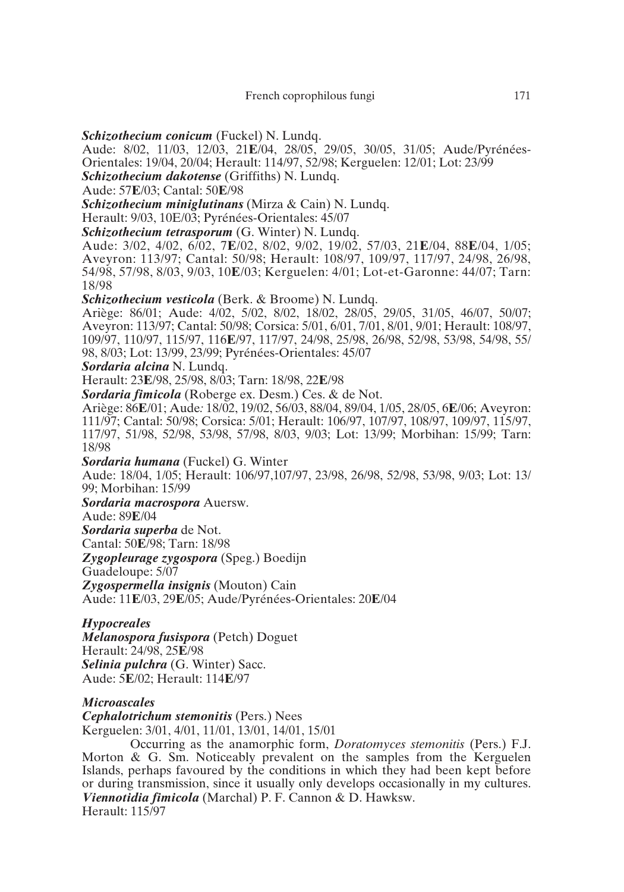***Schizothecium conicum*** (Fuckel) N. Lundq.
Aude: 8/02, 11/03, 12/03, 21**E**/04, 28/05, 29/05, 30/05, 31/05; Aude/Pyrénées-Orientales: 19/04, 20/04; Herault: 114/97, 52/98; Kerguelen: 12/01; Lot: 23/99

***Schizothecium dakotense*** (Griffiths) N. Lundq.
Aude: 57**E**/03; Cantal: 50**E**/98

***Schizothecium miniglutinans*** (Mirza & Cain) N. Lundq.
Herault: 9/03, 10E/03; Pyrénées-Orientales: 45/07

***Schizothecium tetrasporum*** (G. Winter) N. Lundq.
Aude: 3/02, 4/02, 6/02, 7**E**/02, 8/02, 9/02, 19/02, 57/03, 21**E**/04, 88**E**/04, 1/05; Aveyron: 113/97; Cantal: 50/98; Herault: 108/97, 109/97, 117/97, 24/98, 26/98, 54/98, 57/98, 8/03, 9/03, 10**E**/03; Kerguelen: 4/01; Lot-et-Garonne: 44/07; Tarn: 18/98

***Schizothecium vesticola*** (Berk. & Broome) N. Lundq.
Ariège: 86/01; Aude: 4/02, 5/02, 8/02, 18/02, 28/05, 29/05, 31/05, 46/07, 50/07; Aveyron: 113/97; Cantal: 50/98; Corsica: 5/01, 6/01, 7/01, 8/01, 9/01; Herault: 108/97, 109/97, 110/97, 115/97, 116**E**/97, 117/97, 24/98, 25/98, 26/98, 52/98, 53/98, 54/98, 55/98, 8/03; Lot: 13/99, 23/99; Pyrénées-Orientales: 45/07

***Sordaria alcina*** N. Lundq.
Herault: 23**E**/98, 25/98, 8/03; Tarn: 18/98, 22**E**/98

***Sordaria fimicola*** (Roberge ex. Desm.) Ces. & de Not.
Ariège: 86**E**/01; Aude*:* 18/02, 19/02, 56/03, 88/04, 89/04, 1/05, 28/05, 6**E**/06; Aveyron: 111/97; Cantal: 50/98; Corsica: 5/01; Herault: 106/97, 107/97, 108/97, 109/97, 115/97, 117/97, 51/98, 52/98, 53/98, 57/98, 8/03, 9/03; Lot: 13/99; Morbihan: 15/99; Tarn: 18/98

***Sordaria humana*** (Fuckel) G. Winter
Aude: 18/04, 1/05; Herault: 106/97,107/97, 23/98, 26/98, 52/98, 53/98, 9/03; Lot: 13/99; Morbihan: 15/99

***Sordaria macrospora*** Auersw.
Aude: 89**E**/04

***Sordaria superba*** de Not.
Cantal: 50**E**/98; Tarn: 18/98

***Zygopleurage zygospora*** (Speg.) Boedijn
Guadeloupe: 5/07

***Zygospermella insignis*** (Mouton) Cain
Aude: 11**E**/03, 29**E**/05; Aude/Pyrénées-Orientales: 20**E**/04

### *Hypocreales*

***Melanospora fusispora*** (Petch) Doguet
Herault: 24/98, 25**E**/98

***Selinia pulchra*** (G. Winter) Sacc.
Aude: 5**E**/02; Herault: 114**E**/97

### *Microascales*

***Cephalotrichum stemonitis*** (Pers.) Nees
Kerguelen: 3/01, 4/01, 11/01, 13/01, 14/01, 15/01

Occurring as the anamorphic form, *Doratomyces stemonitis* (Pers.) F.J. Morton & G. Sm. Noticeably prevalent on the samples from the Kerguelen Islands, perhaps favoured by the conditions in which they had been kept before or during transmission, since it usually only develops occasionally in my cultures.

***Viennotidia fimicola*** (Marchal) P. F. Cannon & D. Hawksw.
Herault: 115/97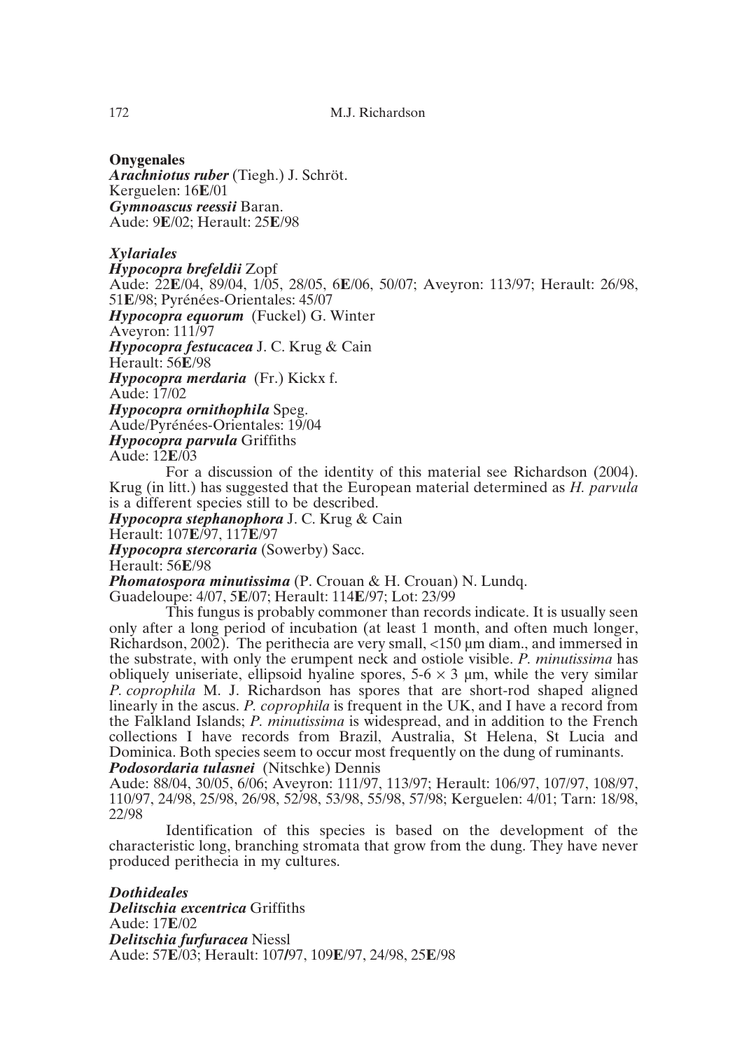**Onygenales**

***Arachniotus ruber*** (Tiegh.) J. Schröt.
Kerguelen: 16**E**/01

***Gymnoascus reessii*** Baran.
Aude: 9**E**/02; Herault: 25**E**/98

***Xylariales***

***Hypocopra brefeldii*** Zopf
Aude: 22**E**/04, 89/04, 1/05, 28/05, 6**E**/06, 50/07; Aveyron: 113/97; Herault: 26/98, 51**E**/98; Pyrénées-Orientales: 45/07

***Hypocopra equorum*** (Fuckel) G. Winter
Aveyron: 111/97

***Hypocopra festucacea*** J. C. Krug & Cain
Herault: 56**E**/98

***Hypocopra merdaria*** (Fr.) Kickx f.
Aude: 17/02

***Hypocopra ornithophila*** Speg.
Aude/Pyrénées-Orientales: 19/04

***Hypocopra parvula*** Griffiths
Aude: 12**E**/03

For a discussion of the identity of this material see Richardson (2004). Krug (in litt.) has suggested that the European material determined as *H. parvula* is a different species still to be described.

***Hypocopra stephanophora*** J. C. Krug & Cain
Herault: 107**E**/97, 117**E**/97

***Hypocopra stercoraria*** (Sowerby) Sacc.
Herault: 56**E**/98

***Phomatospora minutissima*** (P. Crouan & H. Crouan) N. Lundq.
Guadeloupe: 4/07, 5**E**/07; Herault: 114**E**/97; Lot: 23/99

This fungus is probably commoner than records indicate. It is usually seen only after a long period of incubation (at least 1 month, and often much longer, Richardson, 2002). The perithecia are very small, <150 µm diam., and immersed in the substrate, with only the erumpent neck and ostiole visible. *P. minutissima* has obliquely uniseriate, ellipsoid hyaline spores, 5-6 × 3 µm, while the very similar *P. coprophila* M. J. Richardson has spores that are short-rod shaped aligned linearly in the ascus. *P. coprophila* is frequent in the UK, and I have a record from the Falkland Islands; *P. minutissima* is widespread, and in addition to the French collections I have records from Brazil, Australia, St Helena, St Lucia and Dominica. Both species seem to occur most frequently on the dung of ruminants.

***Podosordaria tulasnei*** (Nitschke) Dennis
Aude: 88/04, 30/05, 6/06; Aveyron: 111/97, 113/97; Herault: 106/97, 107/97, 108/97, 110/97, 24/98, 25/98, 26/98, 52/98, 53/98, 55/98, 57/98; Kerguelen: 4/01; Tarn: 18/98, 22/98

Identification of this species is based on the development of the characteristic long, branching stromata that grow from the dung. They have never produced perithecia in my cultures.

***Dothideales***

***Delitschia excentrica*** Griffiths
Aude: 17**E**/02

***Delitschia furfuracea*** Niessl
Aude: 57**E**/03; Herault: 107*/*97, 109**E**/97, 24/98, 25**E**/98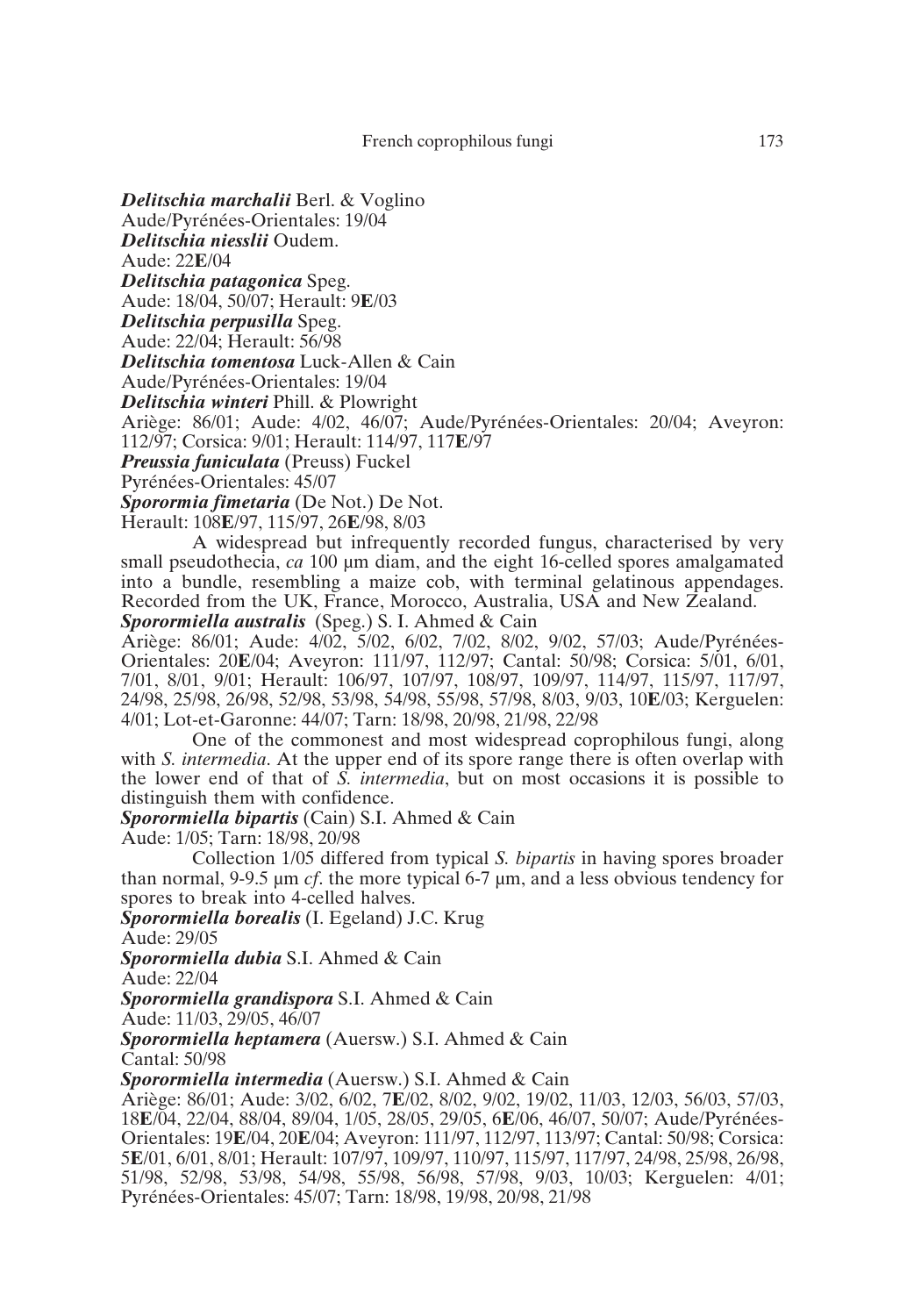***Delitschia marchalii*** Berl. & Voglino
Aude/Pyrénées-Orientales: 19/04
***Delitschia niesslii*** Oudem.
Aude: 22**E**/04
***Delitschia patagonica*** Speg.
Aude: 18/04, 50/07; Herault: 9**E**/03
***Delitschia perpusilla*** Speg.
Aude: 22/04; Herault: 56/98
***Delitschia tomentosa*** Luck-Allen & Cain
Aude/Pyrénées-Orientales: 19/04
***Delitschia winteri*** Phill. & Plowright
Ariège: 86/01; Aude: 4/02, 46/07; Aude/Pyrénées-Orientales: 20/04; Aveyron: 112/97; Corsica: 9/01; Herault: 114/97, 117**E**/97
***Preussia funiculata*** (Preuss) Fuckel
Pyrénées-Orientales: 45/07
***Sporormia fimetaria*** (De Not.) De Not.
Herault: 108**E**/97, 115/97, 26**E**/98, 8/03

A widespread but infrequently recorded fungus, characterised by very small pseudothecia, *ca* 100 µm diam, and the eight 16-celled spores amalgamated into a bundle, resembling a maize cob, with terminal gelatinous appendages. Recorded from the UK, France, Morocco, Australia, USA and New Zealand.

***Sporormiella australis*** (Speg.) S. I. Ahmed & Cain
Ariège: 86/01; Aude: 4/02, 5/02, 6/02, 7/02, 8/02, 9/02, 57/03; Aude/Pyrénées-Orientales: 20**E**/04; Aveyron: 111/97, 112/97; Cantal: 50/98; Corsica: 5/01, 6/01, 7/01, 8/01, 9/01; Herault: 106/97, 107/97, 108/97, 109/97, 114/97, 115/97, 117/97, 24/98, 25/98, 26/98, 52/98, 53/98, 54/98, 55/98, 57/98, 8/03, 9/03, 10**E**/03; Kerguelen: 4/01; Lot-et-Garonne: 44/07; Tarn: 18/98, 20/98, 21/98, 22/98

One of the commonest and most widespread coprophilous fungi, along with *S. intermedia*. At the upper end of its spore range there is often overlap with the lower end of that of *S. intermedia*, but on most occasions it is possible to distinguish them with confidence.

***Sporormiella bipartis*** (Cain) S.I. Ahmed & Cain
Aude: 1/05; Tarn: 18/98, 20/98

Collection 1/05 differed from typical *S. bipartis* in having spores broader than normal, 9-9.5 µm *cf*. the more typical 6-7 µm, and a less obvious tendency for spores to break into 4-celled halves.

***Sporormiella borealis*** (I. Egeland) J.C. Krug
Aude: 29/05
***Sporormiella dubia*** S.I. Ahmed & Cain
Aude: 22/04
***Sporormiella grandispora*** S.I. Ahmed & Cain
Aude: 11/03, 29/05, 46/07
***Sporormiella heptamera*** (Auersw.) S.I. Ahmed & Cain
Cantal: 50/98
***Sporormiella intermedia*** (Auersw.) S.I. Ahmed & Cain
Ariège: 86/01; Aude: 3/02, 6/02, 7**E**/02, 8/02, 9/02, 19/02, 11/03, 12/03, 56/03, 57/03, 18**E**/04, 22/04, 88/04, 89/04, 1/05, 28/05, 29/05, 6**E**/06, 46/07, 50/07; Aude/Pyrénées-Orientales: 19**E**/04, 20**E**/04; Aveyron: 111/97, 112/97, 113/97; Cantal: 50/98; Corsica: 5**E**/01, 6/01, 8/01; Herault: 107/97, 109/97, 110/97, 115/97, 117/97, 24/98, 25/98, 26/98, 51/98, 52/98, 53/98, 54/98, 55/98, 56/98, 57/98, 9/03, 10/03; Kerguelen: 4/01; Pyrénées-Orientales: 45/07; Tarn: 18/98, 19/98, 20/98, 21/98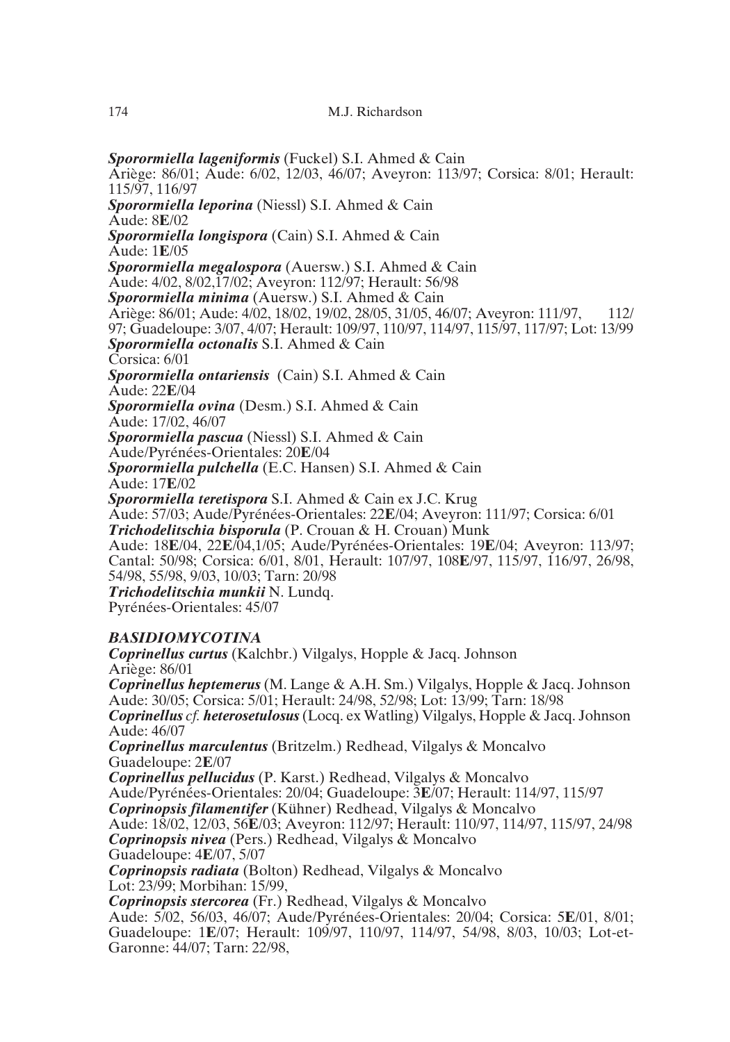***Sporormiella lageniformis*** (Fuckel) S.I. Ahmed & Cain
Ariège: 86/01; Aude: 6/02, 12/03, 46/07; Aveyron: 113/97; Corsica: 8/01; Herault: 115/97, 116/97

***Sporormiella leporina*** (Niessl) S.I. Ahmed & Cain
Aude: 8**E**/02

***Sporormiella longispora*** (Cain) S.I. Ahmed & Cain
Aude: 1**E**/05

***Sporormiella megalospora*** (Auersw.) S.I. Ahmed & Cain
Aude: 4/02, 8/02,17/02; Aveyron: 112/97; Herault: 56/98

***Sporormiella minima*** (Auersw.) S.I. Ahmed & Cain
Ariège: 86/01; Aude: 4/02, 18/02, 19/02, 28/05, 31/05, 46/07; Aveyron: 111/97, 112/97; Guadeloupe: 3/07, 4/07; Herault: 109/97, 110/97, 114/97, 115/97, 117/97; Lot: 13/99

***Sporormiella octonalis*** S.I. Ahmed & Cain
Corsica: 6/01

***Sporormiella ontariensis*** (Cain) S.I. Ahmed & Cain
Aude: 22**E**/04

***Sporormiella ovina*** (Desm.) S.I. Ahmed & Cain
Aude: 17/02, 46/07

***Sporormiella pascua*** (Niessl) S.I. Ahmed & Cain
Aude/Pyrénées-Orientales: 20**E**/04

***Sporormiella pulchella*** (E.C. Hansen) S.I. Ahmed & Cain
Aude: 17**E**/02

***Sporormiella teretispora*** S.I. Ahmed & Cain ex J.C. Krug
Aude: 57/03; Aude/Pyrénées-Orientales: 22**E**/04; Aveyron: 111/97; Corsica: 6/01

***Trichodelitschia bisporula*** (P. Crouan & H. Crouan) Munk
Aude: 18**E**/04, 22**E**/04,1/05; Aude/Pyrénées-Orientales: 19**E**/04; Aveyron: 113/97; Cantal: 50/98; Corsica: 6/01, 8/01, Herault: 107/97, 108**E**/97, 115/97, 116/97, 26/98, 54/98, 55/98, 9/03, 10/03; Tarn: 20/98

***Trichodelitschia munkii*** N. Lundq.
Pyrénées-Orientales: 45/07

## *BASIDIOMYCOTINA*

***Coprinellus curtus*** (Kalchbr.) Vilgalys, Hopple & Jacq. Johnson
Ariège: 86/01

***Coprinellus heptemerus*** (M. Lange & A.H. Sm.) Vilgalys, Hopple & Jacq. Johnson
Aude: 30/05; Corsica: 5/01; Herault: 24/98, 52/98; Lot: 13/99; Tarn: 18/98

***Coprinellus** cf. **heterosetulosus*** (Locq. ex Watling) Vilgalys, Hopple & Jacq. Johnson
Aude: 46/07

***Coprinellus marculentus*** (Britzelm.) Redhead, Vilgalys & Moncalvo
Guadeloupe: 2**E**/07

***Coprinellus pellucidus*** (P. Karst.) Redhead, Vilgalys & Moncalvo
Aude/Pyrénées-Orientales: 20/04; Guadeloupe: 3**E**/07; Herault: 114/97, 115/97

***Coprinopsis filamentifer*** (Kühner) Redhead, Vilgalys & Moncalvo
Aude: 18/02, 12/03, 56**E**/03; Aveyron: 112/97; Herault: 110/97, 114/97, 115/97, 24/98

***Coprinopsis nivea*** (Pers.) Redhead, Vilgalys & Moncalvo
Guadeloupe: 4**E**/07, 5/07

***Coprinopsis radiata*** (Bolton) Redhead, Vilgalys & Moncalvo
Lot: 23/99; Morbihan: 15/99,

***Coprinopsis stercorea*** (Fr.) Redhead, Vilgalys & Moncalvo
Aude: 5/02, 56/03, 46/07; Aude/Pyrénées-Orientales: 20/04; Corsica: 5**E**/01, 8/01; Guadeloupe: 1**E**/07; Herault: 109/97, 110/97, 114/97, 54/98, 8/03, 10/03; Lot-et-Garonne: 44/07; Tarn: 22/98,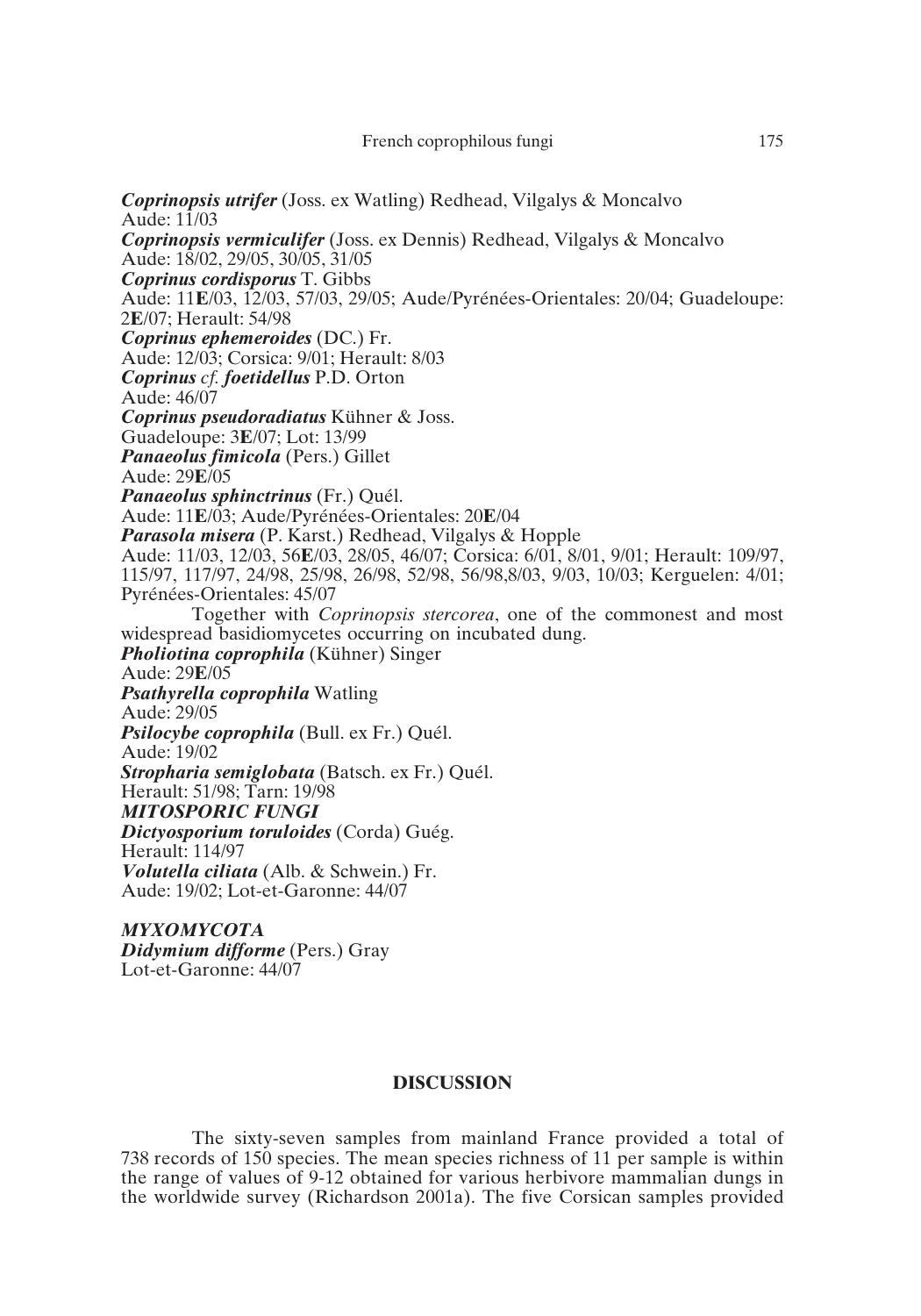***Coprinopsis utrifer*** (Joss. ex Watling) Redhead, Vilgalys & Moncalvo
Aude: 11/03

***Coprinopsis vermiculifer*** (Joss. ex Dennis) Redhead, Vilgalys & Moncalvo
Aude: 18/02, 29/05, 30/05, 31/05

***Coprinus cordisporus*** T. Gibbs
Aude: 11**E**/03, 12/03, 57/03, 29/05; Aude/Pyrénées-Orientales: 20/04; Guadeloupe: 2**E**/07; Herault: 54/98

***Coprinus ephemeroides*** (DC.) Fr.
Aude: 12/03; Corsica: 9/01; Herault: 8/03

***Coprinus** cf. **foetidellus*** P.D. Orton
Aude: 46/07

***Coprinus pseudoradiatus*** Kühner & Joss.
Guadeloupe: 3**E**/07; Lot: 13/99

***Panaeolus fimicola*** (Pers.) Gillet
Aude: 29**E**/05

***Panaeolus sphinctrinus*** (Fr.) Quél.
Aude: 11**E**/03; Aude/Pyrénées-Orientales: 20**E**/04

***Parasola misera*** (P. Karst.) Redhead, Vilgalys & Hopple
Aude: 11/03, 12/03, 56**E**/03, 28/05, 46/07; Corsica: 6/01, 8/01, 9/01; Herault: 109/97, 115/97, 117/97, 24/98, 25/98, 26/98, 52/98, 56/98,8/03, 9/03, 10/03; Kerguelen: 4/01; Pyrénées-Orientales: 45/07

Together with *Coprinopsis stercorea*, one of the commonest and most widespread basidiomycetes occurring on incubated dung.

***Pholiotina coprophila*** (Kühner) Singer
Aude: 29**E**/05

***Psathyrella coprophila*** Watling
Aude: 29/05

***Psilocybe coprophila*** (Bull. ex Fr.) Quél.
Aude: 19/02

***Stropharia semiglobata*** (Batsch. ex Fr.) Quél.
Herault: 51/98; Tarn: 19/98

***MITOSPORIC FUNGI***

***Dictyosporium toruloides*** (Corda) Guég.
Herault: 114/97

***Volutella ciliata*** (Alb. & Schwein.) Fr.
Aude: 19/02; Lot-et-Garonne: 44/07

***MYXOMYCOTA***

***Didymium difforme*** (Pers.) Gray
Lot-et-Garonne: 44/07

## DISCUSSION

The sixty-seven samples from mainland France provided a total of 738 records of 150 species. The mean species richness of 11 per sample is within the range of values of 9-12 obtained for various herbivore mammalian dungs in the worldwide survey (Richardson 2001a). The five Corsican samples provided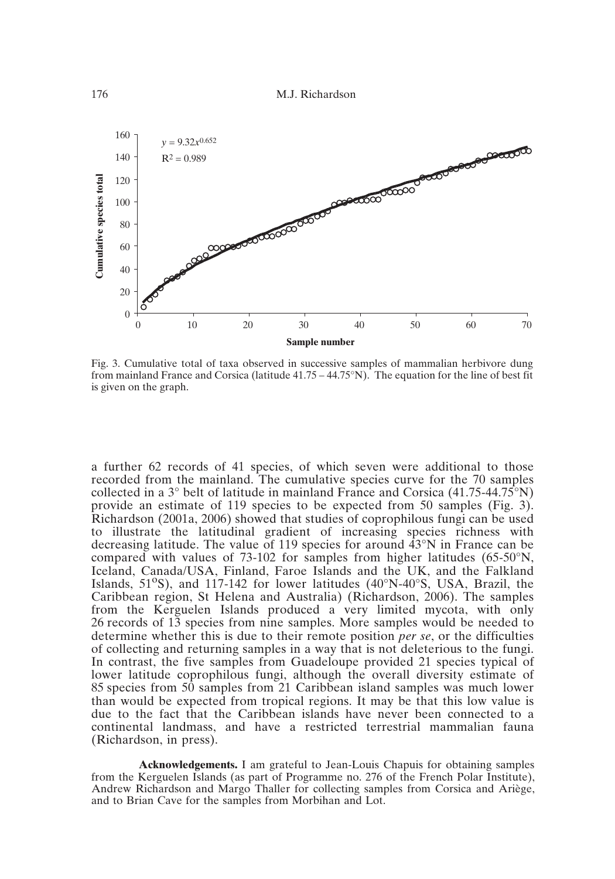Fig. 3. Cumulative total of taxa observed in successive samples of mammalian herbivore dung from mainland France and Corsica (latitude 41.75 – 44.75°N). The equation for the line of best fit is given on the graph.

a further 62 records of 41 species, of which seven were additional to those recorded from the mainland. The cumulative species curve for the 70 samples collected in a 3° belt of latitude in mainland France and Corsica (41.75-44.75°N) provide an estimate of 119 species to be expected from 50 samples (Fig. 3). Richardson (2001a, 2006) showed that studies of coprophilous fungi can be used to illustrate the latitudinal gradient of increasing species richness with decreasing latitude. The value of 119 species for around 43°N in France can be compared with values of 73-102 for samples from higher latitudes (65-50°N, Iceland, Canada/USA, Finland, Faroe Islands and the UK, and the Falkland Islands, 51°S), and 117-142 for lower latitudes (40°N-40°S, USA, Brazil, the Caribbean region, St Helena and Australia) (Richardson, 2006). The samples from the Kerguelen Islands produced a very limited mycota, with only 26 records of 13 species from nine samples. More samples would be needed to determine whether this is due to their remote position *per se*, or the difficulties of collecting and returning samples in a way that is not deleterious to the fungi. In contrast, the five samples from Guadeloupe provided 21 species typical of lower latitude coprophilous fungi, although the overall diversity estimate of 85 species from 50 samples from 21 Caribbean island samples was much lower than would be expected from tropical regions. It may be that this low value is due to the fact that the Caribbean islands have never been connected to a continental landmass, and have a restricted terrestrial mammalian fauna (Richardson, in press).

**Acknowledgements.** I am grateful to Jean-Louis Chapuis for obtaining samples from the Kerguelen Islands (as part of Programme no. 276 of the French Polar Institute), Andrew Richardson and Margo Thaller for collecting samples from Corsica and Ariège, and to Brian Cave for the samples from Morbihan and Lot.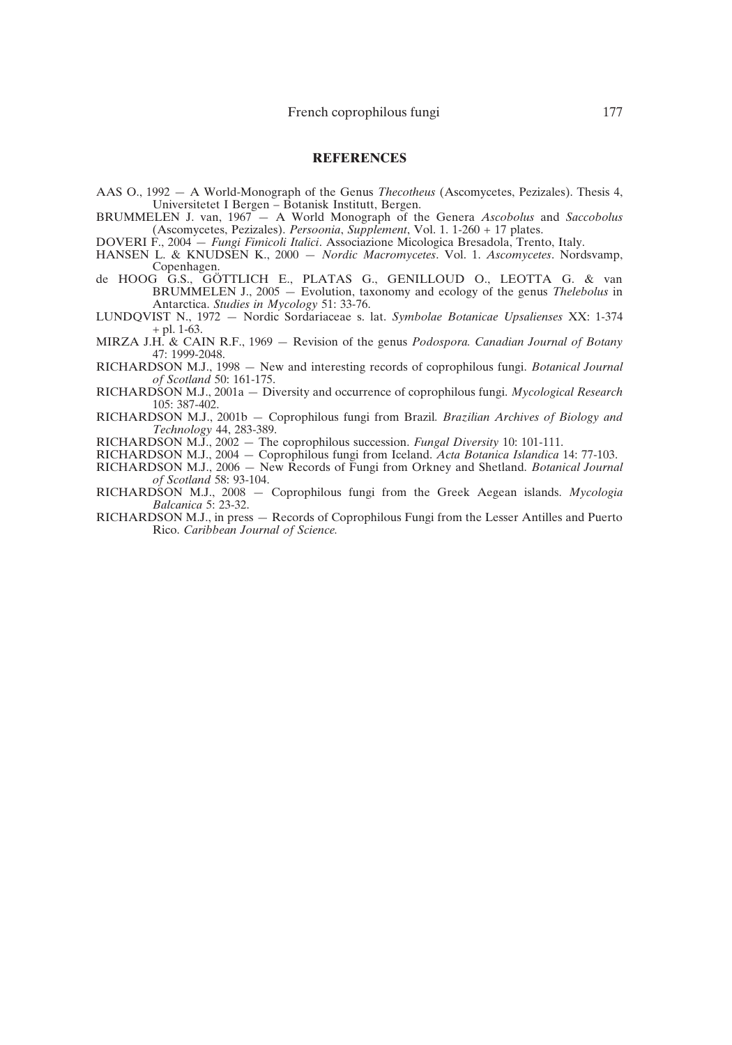## REFERENCES

AAS O., 1992 — A World-Monograph of the Genus *Thecotheus* (Ascomycetes, Pezizales). Thesis 4, Universitetet I Bergen – Botanisk Institutt, Bergen.

BRUMMELEN J. van, 1967 — A World Monograph of the Genera *Ascobolus* and *Saccobolus* (Ascomycetes, Pezizales). *Persoonia*, *Supplement*, Vol. 1. 1-260 + 17 plates.

DOVERI F., 2004 — *Fungi Fimicoli Italici*. Associazione Micologica Bresadola, Trento, Italy.

HANSEN L. & KNUDSEN K., 2000 — *Nordic Macromycetes*. Vol. 1. *Ascomycetes*. Nordsvamp, Copenhagen.

de HOOG G.S., GÖTTLICH E., PLATAS G., GENILLOUD O., LEOTTA G. & van BRUMMELEN J., 2005 — Evolution, taxonomy and ecology of the genus *Thelebolus* in Antarctica. *Studies in Mycology* 51: 33-76.

LUNDQVIST N., 1972 — Nordic Sordariaceae s. lat. *Symbolae Botanicae Upsalienses* XX: 1-374 + pl. 1-63.

MIRZA J.H. & CAIN R.F., 1969 — Revision of the genus *Podospora. Canadian Journal of Botany* 47: 1999-2048.

RICHARDSON M.J., 1998 — New and interesting records of coprophilous fungi. *Botanical Journal of Scotland* 50: 161-175.

RICHARDSON M.J., 2001a — Diversity and occurrence of coprophilous fungi. *Mycological Research* 105: 387-402.

RICHARDSON M.J., 2001b — Coprophilous fungi from Brazil*. Brazilian Archives of Biology and Technology* 44, 283-389.

RICHARDSON M.J., 2002 — The coprophilous succession. *Fungal Diversity* 10: 101-111.

RICHARDSON M.J., 2004 — Coprophilous fungi from Iceland. *Acta Botanica Islandica* 14: 77-103.

RICHARDSON M.J., 2006 — New Records of Fungi from Orkney and Shetland. *Botanical Journal of Scotland* 58: 93-104.

RICHARDSON M.J., 2008 — Coprophilous fungi from the Greek Aegean islands. *Mycologia Balcanica* 5: 23-32.

RICHARDSON M.J., in press — Records of Coprophilous Fungi from the Lesser Antilles and Puerto Rico. *Caribbean Journal of Science.*